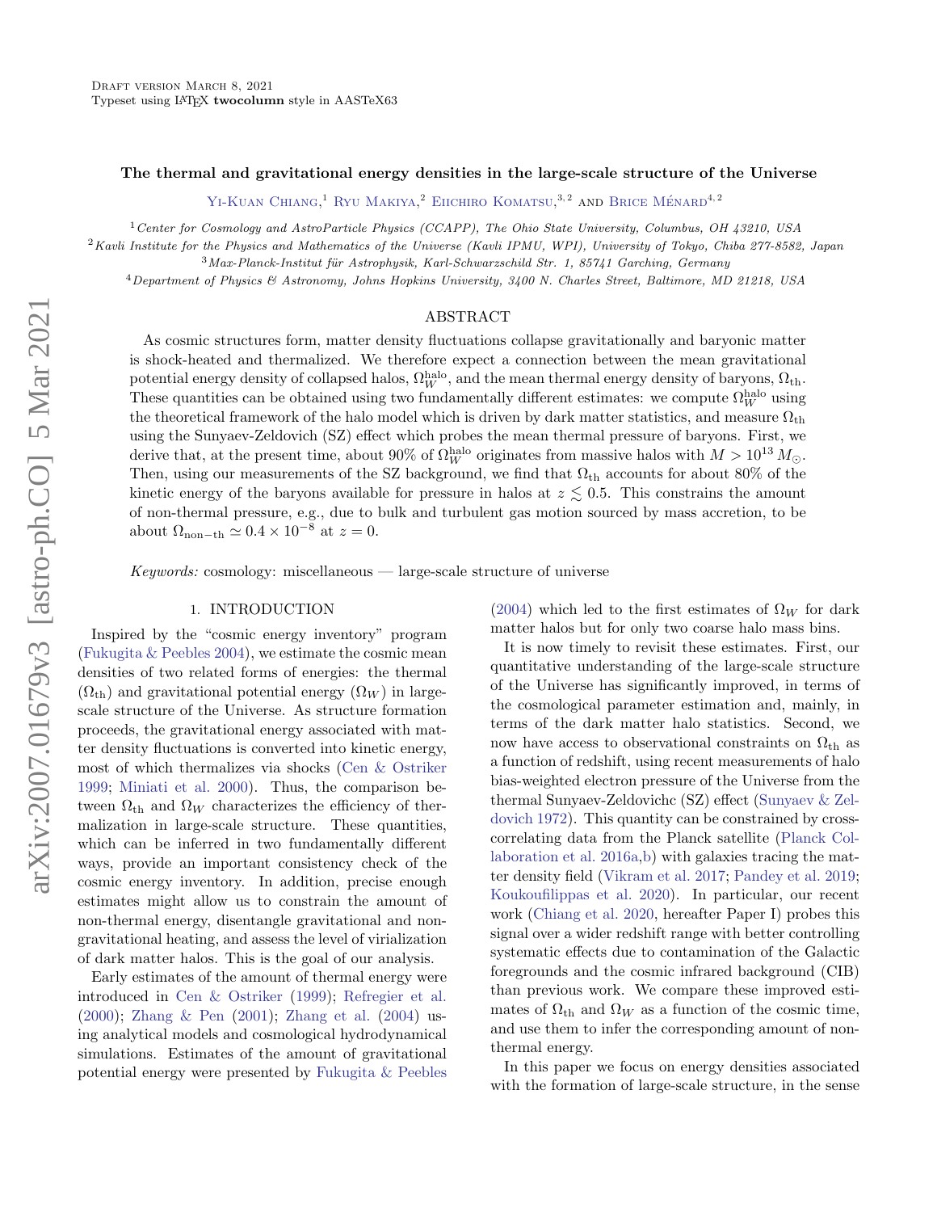# The thermal and gravitational energy densities in the large-scale structure of the Universe

Yi-Kuan Chiang,[1] Ryu Makiya,[2] Eiichiro Komatsu,[3,2] and Brice Ménard[4,2]

[1] *Center for Cosmology and AstroParticle Physics (CCAPP), The Ohio State University, Columbus, OH 43210, USA*

[2] *Kavli Institute for the Physics and Mathematics of the Universe (Kavli IPMU, WPI), University of Tokyo, Chiba 277-8582, Japan*

[3] *Max-Planck-Institut für Astrophysik, Karl-Schwarzschild Str. 1, 85741 Garching, Germany*

[4] *Department of Physics & Astronomy, Johns Hopkins University, 3400 N. Charles Street, Baltimore, MD 21218, USA*

## ABSTRACT

As cosmic structures form, matter density fluctuations collapse gravitationally and baryonic matter is shock-heated and thermalized. We therefore expect a connection between the mean gravitational potential energy density of collapsed halos, $\Omega_W^{\rm halo}$, and the mean thermal energy density of baryons, $\Omega_{\rm th}$. These quantities can be obtained using two fundamentally different estimates: we compute $\Omega_W^{\rm halo}$ using the theoretical framework of the halo model which is driven by dark matter statistics, and measure $\Omega_{\rm th}$ using the Sunyaev-Zeldovich (SZ) effect which probes the mean thermal pressure of baryons. First, we derive that, at the present time, about 90% of $\Omega_W^{\rm halo}$ originates from massive halos with $M > 10^{13}\,M_\odot$. Then, using our measurements of the SZ background, we find that $\Omega_{\rm th}$ accounts for about 80% of the kinetic energy of the baryons available for pressure in halos at $z \lesssim 0.5$. This constrains the amount of non-thermal pressure, e.g., due to bulk and turbulent gas motion sourced by mass accretion, to be about $\Omega_{\rm non-th} \simeq 0.4 \times 10^{-8}$ at $z = 0$.

*Keywords:* cosmology: miscellaneous — large-scale structure of universe

## 1. INTRODUCTION

Inspired by the "cosmic energy inventory" program (Fukugita & Peebles 2004), we estimate the cosmic mean densities of two related forms of energies: the thermal ($\Omega_{\rm th}$) and gravitational potential energy ($\Omega_W$) in large-scale structure of the Universe. As structure formation proceeds, the gravitational energy associated with matter density fluctuations is converted into kinetic energy, most of which thermalizes via shocks (Cen & Ostriker 1999; Miniati et al. 2000). Thus, the comparison between $\Omega_{\rm th}$ and $\Omega_W$ characterizes the efficiency of thermalization in large-scale structure. These quantities, which can be inferred in two fundamentally different ways, provide an important consistency check of the cosmic energy inventory. In addition, precise enough estimates might allow us to constrain the amount of non-thermal energy, disentangle gravitational and non-gravitational heating, and assess the level of virialization of dark matter halos. This is the goal of our analysis.

Early estimates of the amount of thermal energy were introduced in Cen & Ostriker (1999); Refregier et al. (2000); Zhang & Pen (2001); Zhang et al. (2004) using analytical models and cosmological hydrodynamical simulations. Estimates of the amount of gravitational potential energy were presented by Fukugita & Peebles (2004) which led to the first estimates of $\Omega_W$ for dark matter halos but for only two coarse halo mass bins.

It is now timely to revisit these estimates. First, our quantitative understanding of the large-scale structure of the Universe has significantly improved, in terms of the cosmological parameter estimation and, mainly, in terms of the dark matter halo statistics. Second, we now have access to observational constraints on $\Omega_{\rm th}$ as a function of redshift, using recent measurements of halo bias-weighted electron pressure of the Universe from the thermal Sunyaev-Zeldovichc (SZ) effect (Sunyaev & Zeldovich 1972). This quantity can be constrained by cross-correlating data from the Planck satellite (Planck Collaboration et al. 2016a,b) with galaxies tracing the matter density field (Vikram et al. 2017; Pandey et al. 2019; Koukoufilippas et al. 2020). In particular, our recent work (Chiang et al. 2020, hereafter Paper I) probes this signal over a wider redshift range with better controlling systematic effects due to contamination of the Galactic foregrounds and the cosmic infrared background (CIB) than previous work. We compare these improved estimates of $\Omega_{\rm th}$ and $\Omega_W$ as a function of the cosmic time, and use them to infer the corresponding amount of non-thermal energy.

In this paper we focus on energy densities associated with the formation of large-scale structure, in the sense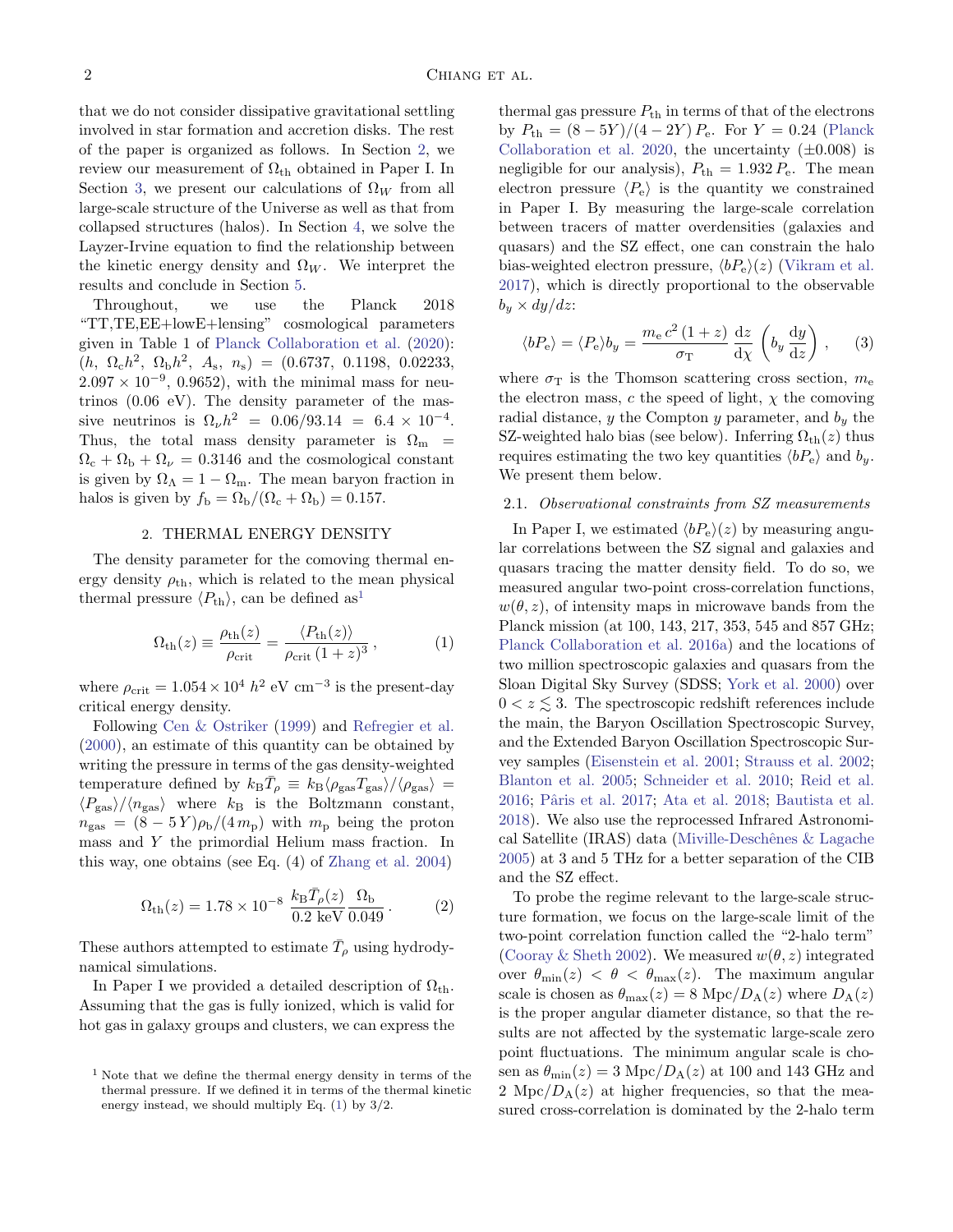that we do not consider dissipative gravitational settling involved in star formation and accretion disks. The rest of the paper is organized as follows. In Section 2, we review our measurement of $\Omega_{\rm th}$ obtained in Paper I. In Section 3, we present our calculations of $\Omega_W$ from all large-scale structure of the Universe as well as that from collapsed structures (halos). In Section 4, we solve the Layzer-Irvine equation to find the relationship between the kinetic energy density and $\Omega_W$. We interpret the results and conclude in Section 5.

Throughout, we use the Planck 2018 "TT,TE,EE+lowE+lensing" cosmological parameters given in Table 1 of Planck Collaboration et al. (2020): $(h,\ \Omega_c h^2,\ \Omega_b h^2,\ A_s,\ n_s) = (0.6737,\ 0.1198,\ 0.02233,\ 2.097\times10^{-9},\ 0.9652)$, with the minimal mass for neutrinos (0.06 eV). The density parameter of the massive neutrinos is $\Omega_\nu h^2 = 0.06/93.14 = 6.4\times10^{-4}$. Thus, the total mass density parameter is $\Omega_m = \Omega_c + \Omega_b + \Omega_\nu = 0.3146$ and the cosmological constant is given by $\Omega_\Lambda = 1-\Omega_m$. The mean baryon fraction in halos is given by $f_b = \Omega_b/(\Omega_c+\Omega_b) = 0.157$.

## 2. THERMAL ENERGY DENSITY

The density parameter for the comoving thermal energy density $\rho_{\rm th}$, which is related to the mean physical thermal pressure $\langle P_{\rm th}\rangle$, can be defined as[1]

$$\Omega_{\rm th}(z) \equiv \frac{\rho_{\rm th}(z)}{\rho_{\rm crit}} = \frac{\langle P_{\rm th}(z)\rangle}{\rho_{\rm crit}\,(1+z)^3}\,, \qquad (1)$$

where $\rho_{\rm crit} = 1.054\times10^4\ h^2$ eV cm$^{-3}$ is the present-day critical energy density.

Following Cen & Ostriker (1999) and Refregier et al. (2000), an estimate of this quantity can be obtained by writing the pressure in terms of the gas density-weighted temperature defined by $k_B\bar{T}_\rho \equiv k_B\langle\rho_{\rm gas}T_{\rm gas}\rangle/\langle\rho_{\rm gas}\rangle = \langle P_{\rm gas}\rangle/\langle n_{\rm gas}\rangle$ where $k_B$ is the Boltzmann constant, $n_{\rm gas} = (8-5Y)\rho_b/(4\,m_p)$ with $m_p$ being the proton mass and $Y$ the primordial Helium mass fraction. In this way, one obtains (see Eq. (4) of Zhang et al. 2004)

$$\Omega_{\rm th}(z) = 1.78\times10^{-8}\ \frac{k_B\bar{T}_\rho(z)}{0.2\ {\rm keV}}\frac{\Omega_b}{0.049}\,. \qquad (2)$$

These authors attempted to estimate $\bar{T}_\rho$ using hydrodynamical simulations.

In Paper I we provided a detailed description of $\Omega_{\rm th}$. Assuming that the gas is fully ionized, which is valid for hot gas in galaxy groups and clusters, we can express the thermal gas pressure $P_{\rm th}$ in terms of that of the electrons by $P_{\rm th} = (8-5Y)/(4-2Y)\,P_e$. For $Y = 0.24$ (Planck Collaboration et al. 2020, the uncertainty ($\pm0.008$) is negligible for our analysis), $P_{\rm th} = 1.932\,P_e$. The mean electron pressure $\langle P_e\rangle$ is the quantity we constrained in Paper I. By measuring the large-scale correlation between tracers of matter overdensities (galaxies and quasars) and the SZ effect, one can constrain the halo bias-weighted electron pressure, $\langle bP_e\rangle(z)$ (Vikram et al. 2017), which is directly proportional to the observable $b_y \times dy/dz$:

$$\langle bP_e\rangle = \langle P_e\rangle b_y = \frac{m_e\,c^2\,(1+z)}{\sigma_T}\,\frac{{\rm d}z}{{\rm d}\chi}\left(b_y\,\frac{{\rm d}y}{{\rm d}z}\right)\,, \qquad (3)$$

where $\sigma_T$ is the Thomson scattering cross section, $m_e$ the electron mass, $c$ the speed of light, $\chi$ the comoving radial distance, $y$ the Compton $y$ parameter, and $b_y$ the SZ-weighted halo bias (see below). Inferring $\Omega_{\rm th}(z)$ thus requires estimating the two key quantities $\langle bP_e\rangle$ and $b_y$. We present them below.

### 2.1. *Observational constraints from SZ measurements*

In Paper I, we estimated $\langle bP_e\rangle(z)$ by measuring angular correlations between the SZ signal and galaxies and quasars tracing the matter density field. To do so, we measured angular two-point cross-correlation functions, $w(\theta, z)$, of intensity maps in microwave bands from the Planck mission (at 100, 143, 217, 353, 545 and 857 GHz; Planck Collaboration et al. 2016a) and the locations of two million spectroscopic galaxies and quasars from the Sloan Digital Sky Survey (SDSS; York et al. 2000) over $0 < z \lesssim 3$. The spectroscopic redshift references include the main, the Baryon Oscillation Spectroscopic Survey, and the Extended Baryon Oscillation Spectroscopic Survey samples (Eisenstein et al. 2001; Strauss et al. 2002; Blanton et al. 2005; Schneider et al. 2010; Reid et al. 2016; Pâris et al. 2017; Ata et al. 2018; Bautista et al. 2018). We also use the reprocessed Infrared Astronomical Satellite (IRAS) data (Miville-Deschênes & Lagache 2005) at 3 and 5 THz for a better separation of the CIB and the SZ effect.

To probe the regime relevant to the large-scale structure formation, we focus on the large-scale limit of the two-point correlation function called the "2-halo term" (Cooray & Sheth 2002). We measured $w(\theta, z)$ integrated over $\theta_{\rm min}(z) < \theta < \theta_{\rm max}(z)$. The maximum angular scale is chosen as $\theta_{\rm max}(z) = 8\ {\rm Mpc}/D_A(z)$ where $D_A(z)$ is the proper angular diameter distance, so that the results are not affected by the systematic large-scale zero point fluctuations. The minimum angular scale is chosen as $\theta_{\rm min}(z) = 3\ {\rm Mpc}/D_A(z)$ at 100 and 143 GHz and $2\ {\rm Mpc}/D_A(z)$ at higher frequencies, so that the measured cross-correlation is dominated by the 2-halo term

[1] Note that we define the thermal energy density in terms of the thermal pressure. If we defined it in terms of the thermal kinetic energy instead, we should multiply Eq. (1) by 3/2.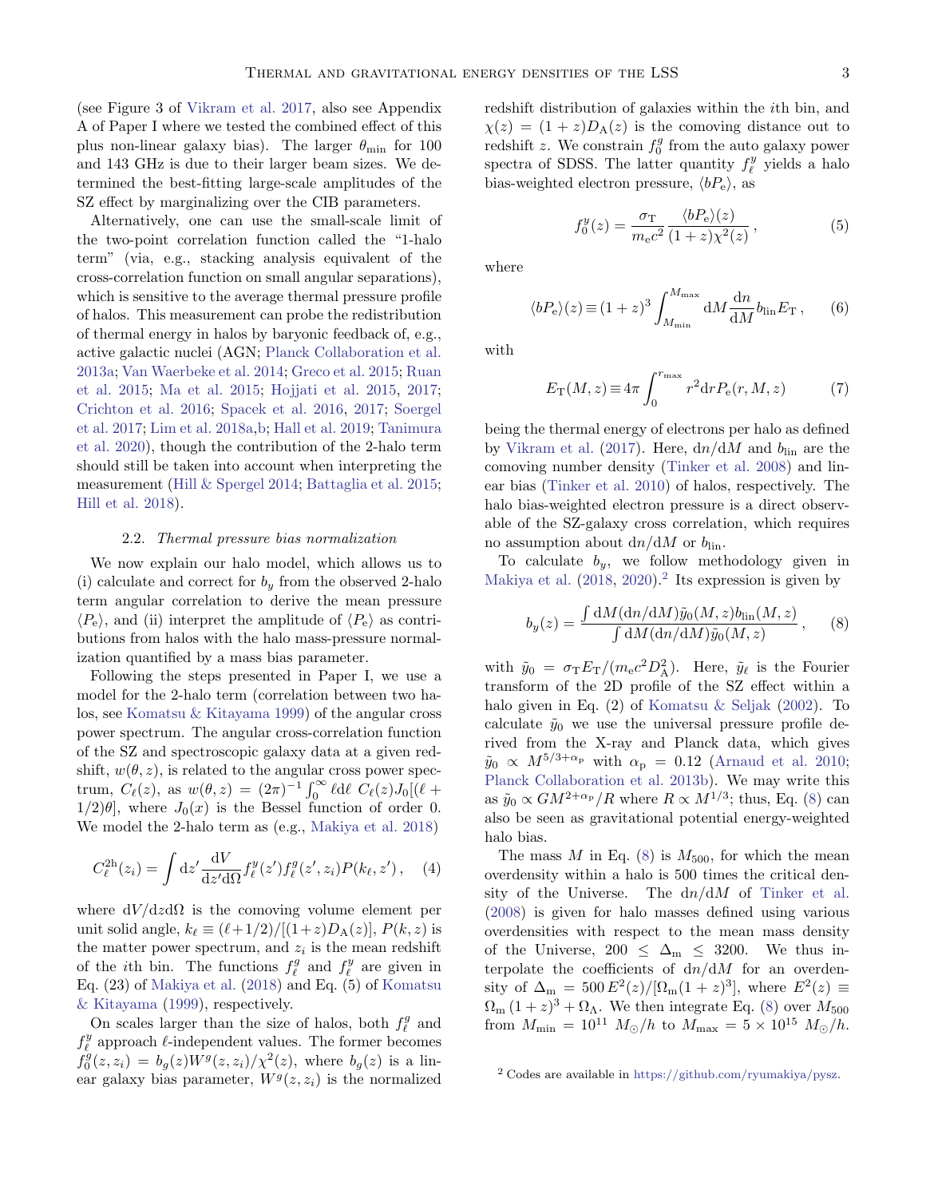(see Figure 3 of Vikram et al. 2017, also see Appendix A of Paper I where we tested the combined effect of this plus non-linear galaxy bias). The larger $\theta_{\rm min}$ for 100 and 143 GHz is due to their larger beam sizes. We determined the best-fitting large-scale amplitudes of the SZ effect by marginalizing over the CIB parameters.

Alternatively, one can use the small-scale limit of the two-point correlation function called the "1-halo term" (via, e.g., stacking analysis equivalent of the cross-correlation function on small angular separations), which is sensitive to the average thermal pressure profile of halos. This measurement can probe the redistribution of thermal energy in halos by baryonic feedback of, e.g., active galactic nuclei (AGN; Planck Collaboration et al. 2013a; Van Waerbeke et al. 2014; Greco et al. 2015; Ruan et al. 2015; Ma et al. 2015; Hojjati et al. 2015, 2017; Crichton et al. 2016; Spacek et al. 2016, 2017; Soergel et al. 2017; Lim et al. 2018a,b; Hall et al. 2019; Tanimura et al. 2020), though the contribution of the 2-halo term should still be taken into account when interpreting the measurement (Hill & Spergel 2014; Battaglia et al. 2015; Hill et al. 2018).

### 2.2. *Thermal pressure bias normalization*

We now explain our halo model, which allows us to (i) calculate and correct for $b_y$ from the observed 2-halo term angular correlation to derive the mean pressure $\langle P_{\rm e}\rangle$, and (ii) interpret the amplitude of $\langle P_{\rm e}\rangle$ as contributions from halos with the halo mass-pressure normalization quantified by a mass bias parameter.

Following the steps presented in Paper I, we use a model for the 2-halo term (correlation between two halos, see Komatsu & Kitayama 1999) of the angular cross power spectrum. The angular cross-correlation function of the SZ and spectroscopic galaxy data at a given redshift, $w(\theta, z)$, is related to the angular cross power spectrum, $C_\ell(z)$, as $w(\theta, z) = (2\pi)^{-1}\int_0^\infty \ell {\rm d}\ell\ C_\ell(z) J_0[(\ell + 1/2)\theta]$, where $J_0(x)$ is the Bessel function of order 0. We model the 2-halo term as (e.g., Makiya et al. 2018)

$$
C_\ell^{\rm 2h}(z_i) = \int {\rm d}z' \frac{{\rm d}V}{{\rm d}z'{\rm d}\Omega} f_\ell^y(z') f_\ell^g(z', z_i) P(k_\ell, z'), \quad (4)
$$

where ${\rm d}V/{\rm d}z{\rm d}\Omega$ is the comoving volume element per unit solid angle, $k_\ell \equiv (\ell + 1/2)/[(1+z)D_{\rm A}(z)]$, $P(k, z)$ is the matter power spectrum, and $z_i$ is the mean redshift of the $i$th bin. The functions $f_\ell^g$ and $f_\ell^y$ are given in Eq. (23) of Makiya et al. (2018) and Eq. (5) of Komatsu & Kitayama (1999), respectively.

On scales larger than the size of halos, both $f_\ell^g$ and $f_\ell^y$ approach $\ell$-independent values. The former becomes $f_0^g(z, z_i) = b_g(z) W^g(z, z_i)/\chi^2(z)$, where $b_g(z)$ is a linear galaxy bias parameter, $W^g(z, z_i)$ is the normalized redshift distribution of galaxies within the $i$th bin, and $\chi(z) = (1+z)D_{\rm A}(z)$ is the comoving distance out to redshift $z$. We constrain $f_0^g$ from the auto galaxy power spectra of SDSS. The latter quantity $f_\ell^y$ yields a halo bias-weighted electron pressure, $\langle bP_{\rm e}\rangle$, as

$$
f_0^y(z) = \frac{\sigma_{\rm T}}{m_{\rm e}c^2} \frac{\langle bP_{\rm e}\rangle(z)}{(1+z)\chi^2(z)}, \quad (5)
$$

where

$$
\langle bP_{\rm e}\rangle(z) \equiv (1+z)^3 \int_{M_{\rm min}}^{M_{\rm max}} {\rm d}M \frac{{\rm d}n}{{\rm d}M} b_{\rm lin} E_{\rm T}, \quad (6)
$$

with

$$
E_{\rm T}(M, z) \equiv 4\pi \int_0^{r_{\rm max}} r^2 {\rm d}r P_{\rm e}(r, M, z) \quad (7)
$$

being the thermal energy of electrons per halo as defined by Vikram et al. (2017). Here, ${\rm d}n/{\rm d}M$ and $b_{\rm lin}$ are the comoving number density (Tinker et al. 2008) and linear bias (Tinker et al. 2010) of halos, respectively. The halo bias-weighted electron pressure is a direct observable of the SZ-galaxy cross correlation, which requires no assumption about ${\rm d}n/{\rm d}M$ or $b_{\rm lin}$.

To calculate $b_y$, we follow methodology given in Makiya et al. (2018, 2020).[2] Its expression is given by

$$
b_y(z) = \frac{\int {\rm d}M ({\rm d}n/{\rm d}M) \tilde{y}_0(M, z) b_{\rm lin}(M, z)}{\int {\rm d}M ({\rm d}n/{\rm d}M) \tilde{y}_0(M, z)}, \quad (8)
$$

with $\tilde{y}_0 = \sigma_{\rm T} E_{\rm T}/(m_{\rm e}c^2 D_{\rm A}^2)$. Here, $\tilde{y}_\ell$ is the Fourier transform of the 2D profile of the SZ effect within a halo given in Eq. (2) of Komatsu & Seljak (2002). To calculate $\tilde{y}_0$ we use the universal pressure profile derived from the X-ray and Planck data, which gives $\tilde{y}_0 \propto M^{5/3+\alpha_{\rm p}}$ with $\alpha_{\rm p} = 0.12$ (Arnaud et al. 2010; Planck Collaboration et al. 2013b). We may write this as $\tilde{y}_0 \propto GM^{2+\alpha_{\rm p}}/R$ where $R \propto M^{1/3}$; thus, Eq. (8) can also be seen as gravitational potential energy-weighted halo bias.

The mass $M$ in Eq. (8) is $M_{500}$, for which the mean overdensity within a halo is 500 times the critical density of the Universe. The ${\rm d}n/{\rm d}M$ of Tinker et al. (2008) is given for halo masses defined using various overdensities with respect to the mean mass density of the Universe, $200 \le \Delta_{\rm m} \le 3200$. We thus interpolate the coefficients of ${\rm d}n/{\rm d}M$ for an overdensity of $\Delta_{\rm m} = 500\,E^2(z)/[\Omega_{\rm m}(1+z)^3]$, where $E^2(z) \equiv \Omega_{\rm m}(1+z)^3 + \Omega_\Lambda$. We then integrate Eq. (8) over $M_{500}$ from $M_{\rm min} = 10^{11}\ M_\odot/h$ to $M_{\rm max} = 5 \times 10^{15}\ M_\odot/h$.

[2] Codes are available in https://github.com/ryumakiya/pysz.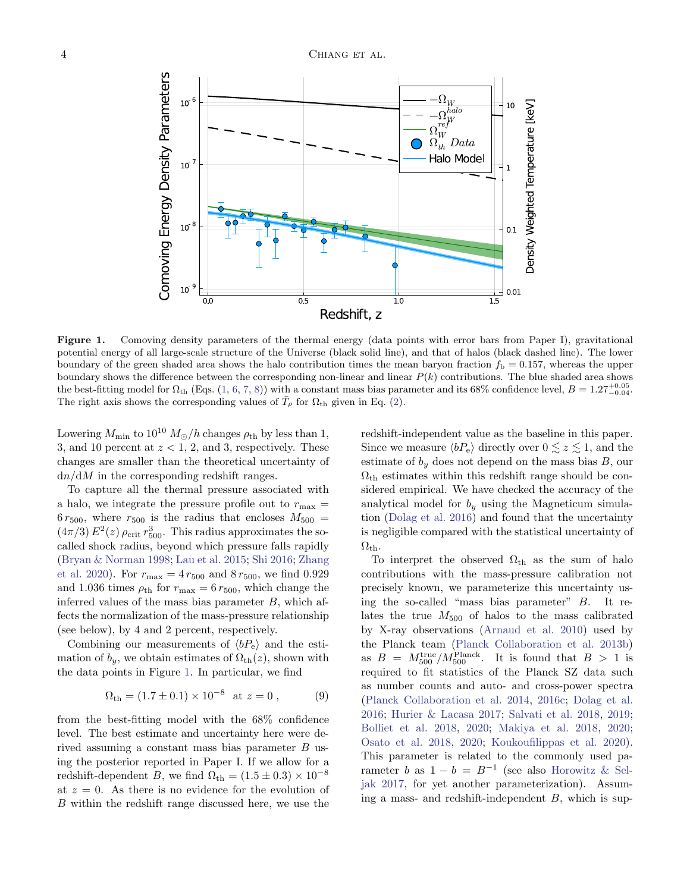**Figure 1.** Comoving density parameters of the thermal energy (data points with error bars from Paper I), gravitational potential energy of all large-scale structure of the Universe (black solid line), and that of halos (black dashed line). The lower boundary of the green shaded area shows the halo contribution times the mean baryon fraction $f_b = 0.157$, whereas the upper boundary shows the difference between the corresponding non-linear and linear $P(k)$ contributions. The blue shaded area shows the best-fitting model for $\Omega_{th}$ (Eqs. (1, 6, 7, 8)) with a constant mass bias parameter and its 68% confidence level, $B = 1.27^{+0.05}_{-0.04}$. The right axis shows the corresponding values of $\bar{T}_\rho$ for $\Omega_{th}$ given in Eq. (2).

Lowering $M_{min}$ to $10^{10}\ M_\odot/h$ changes $\rho_{th}$ by less than 1, 3, and 10 percent at $z < 1$, 2, and 3, respectively. These changes are smaller than the theoretical uncertainty of $dn/dM$ in the corresponding redshift ranges.

To capture all the thermal pressure associated with a halo, we integrate the pressure profile out to $r_{max} = 6\, r_{500}$, where $r_{500}$ is the radius that encloses $M_{500} = (4\pi/3)\, E^2(z)\, \rho_{crit}\, r_{500}^3$. This radius approximates the so-called shock radius, beyond which pressure falls rapidly (Bryan & Norman 1998; Lau et al. 2015; Shi 2016; Zhang et al. 2020). For $r_{max} = 4\, r_{500}$ and $8\, r_{500}$, we find 0.929 and 1.036 times $\rho_{th}$ for $r_{max} = 6\, r_{500}$, which change the inferred values of the mass bias parameter $B$, which affects the normalization of the mass-pressure relationship (see below), by 4 and 2 percent, respectively.

Combining our measurements of $\langle bP_e \rangle$ and the estimation of $b_y$, we obtain estimates of $\Omega_{th}(z)$, shown with the data points in Figure 1. In particular, we find

$$\Omega_{th} = (1.7 \pm 0.1) \times 10^{-8} \quad \text{at } z = 0\,, \tag{9}$$

from the best-fitting model with the 68% confidence level. The best estimate and uncertainty here were derived assuming a constant mass bias parameter $B$ using the posterior reported in Paper I. If we allow for a redshift-dependent $B$, we find $\Omega_{th} = (1.5 \pm 0.3) \times 10^{-8}$ at $z = 0$. As there is no evidence for the evolution of $B$ within the redshift range discussed here, we use the redshift-independent value as the baseline in this paper. Since we measure $\langle bP_e \rangle$ directly over $0 \lesssim z \lesssim 1$, and the estimate of $b_y$ does not depend on the mass bias $B$, our $\Omega_{th}$ estimates within this redshift range should be considered empirical. We have checked the accuracy of the analytical model for $b_y$ using the Magneticum simulation (Dolag et al. 2016) and found that the uncertainty is negligible compared with the statistical uncertainty of $\Omega_{th}$.

To interpret the observed $\Omega_{th}$ as the sum of halo contributions with the mass-pressure calibration not precisely known, we parameterize this uncertainty using the so-called "mass bias parameter" $B$. It relates the true $M_{500}$ of halos to the mass calibrated by X-ray observations (Arnaud et al. 2010) used by the Planck team (Planck Collaboration et al. 2013b) as $B = M_{500}^{true}/M_{500}^{Planck}$. It is found that $B > 1$ is required to fit statistics of the Planck SZ data such as number counts and auto- and cross-power spectra (Planck Collaboration et al. 2014, 2016c; Dolag et al. 2016; Hurier & Lacasa 2017; Salvati et al. 2018, 2019; Bolliet et al. 2018, 2020; Makiya et al. 2018, 2020; Osato et al. 2018, 2020; Koukoufilippas et al. 2020). This parameter is related to the commonly used parameter $b$ as $1 - b = B^{-1}$ (see also Horowitz & Seljak 2017, for yet another parameterization). Assuming a mass- and redshift-independent $B$, which is sup-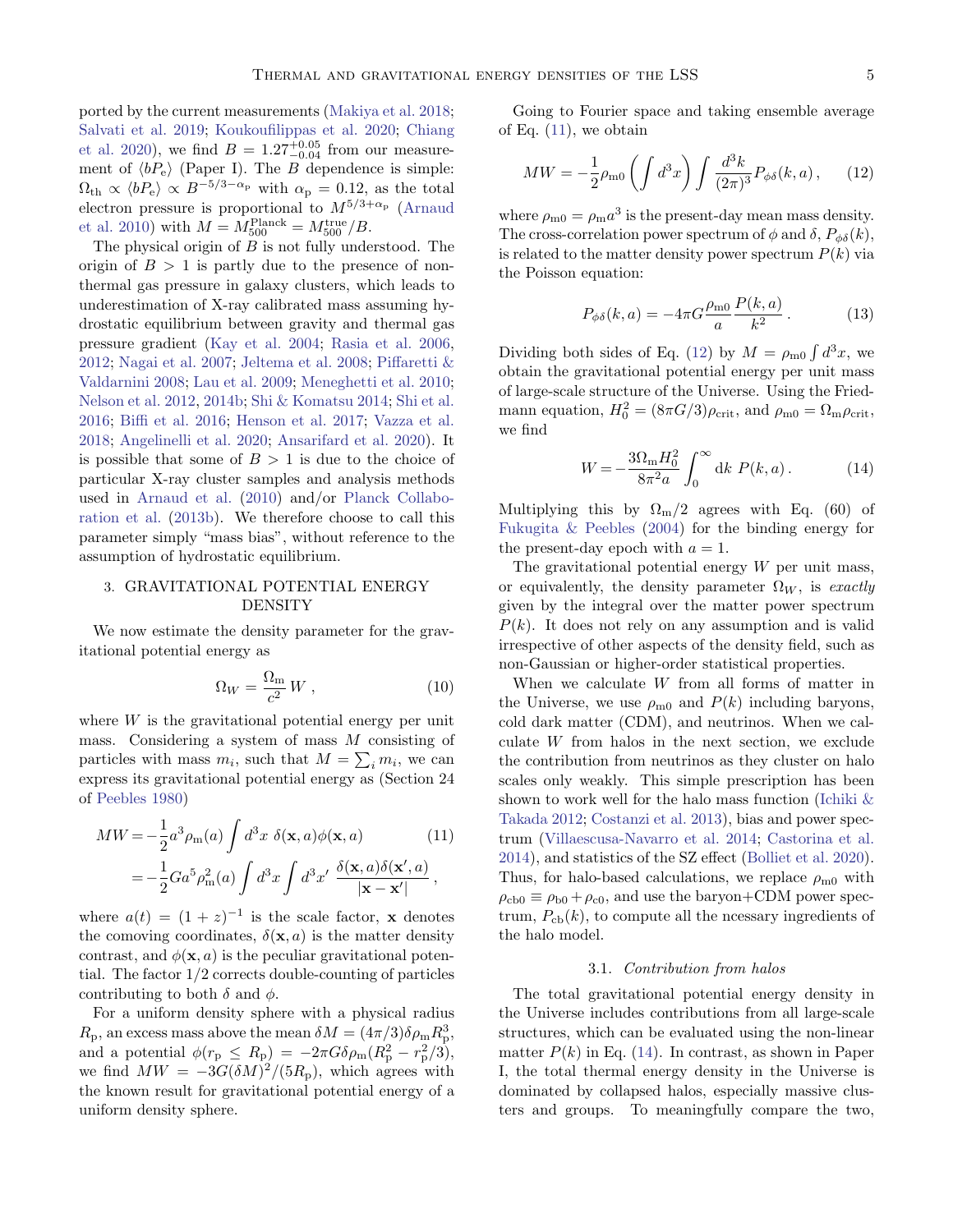ported by the current measurements (Makiya et al. 2018; Salvati et al. 2019; Koukoufilippas et al. 2020; Chiang et al. 2020), we find $B = 1.27^{+0.05}_{-0.04}$ from our measurement of $\langle bP_{\rm e}\rangle$ (Paper I). The $B$ dependence is simple: $\Omega_{\rm th} \propto \langle bP_{\rm e}\rangle \propto B^{-5/3-\alpha_{\rm p}}$ with $\alpha_{\rm p} = 0.12$, as the total electron pressure is proportional to $M^{5/3+\alpha_{\rm p}}$ (Arnaud et al. 2010) with $M = M_{500}^{\rm Planck} = M_{500}^{\rm true}/B$.

The physical origin of $B$ is not fully understood. The origin of $B > 1$ is partly due to the presence of non-thermal gas pressure in galaxy clusters, which leads to underestimation of X-ray calibrated mass assuming hydrostatic equilibrium between gravity and thermal gas pressure gradient (Kay et al. 2004; Rasia et al. 2006, 2012; Nagai et al. 2007; Jeltema et al. 2008; Piffaretti & Valdarnini 2008; Lau et al. 2009; Meneghetti et al. 2010; Nelson et al. 2012, 2014b; Shi & Komatsu 2014; Shi et al. 2016; Biffi et al. 2016; Henson et al. 2017; Vazza et al. 2018; Angelinelli et al. 2020; Ansarifard et al. 2020). It is possible that some of $B > 1$ is due to the choice of particular X-ray cluster samples and analysis methods used in Arnaud et al. (2010) and/or Planck Collaboration et al. (2013b). We therefore choose to call this parameter simply "mass bias", without reference to the assumption of hydrostatic equilibrium.

## 3. GRAVITATIONAL POTENTIAL ENERGY DENSITY

We now estimate the density parameter for the gravitational potential energy as

$$\Omega_W = \frac{\Omega_{\rm m}}{c^2}\, W\,, \tag{10}$$

where $W$ is the gravitational potential energy per unit mass. Considering a system of mass $M$ consisting of particles with mass $m_i$, such that $M = \sum_i m_i$, we can express its gravitational potential energy as (Section 24 of Peebles 1980)

$$\begin{aligned} MW &= -\frac{1}{2}a^3\rho_{\rm m}(a)\int d^3x\ \delta(\mathbf{x},a)\phi(\mathbf{x},a) \\ &= -\frac{1}{2}Ga^5\rho_{\rm m}^2(a)\int d^3x\int d^3x'\ \frac{\delta(\mathbf{x},a)\delta(\mathbf{x}',a)}{|\mathbf{x}-\mathbf{x}'|}\,, \end{aligned} \tag{11}$$

where $a(t) = (1+z)^{-1}$ is the scale factor, $\mathbf{x}$ denotes the comoving coordinates, $\delta(\mathbf{x}, a)$ is the matter density contrast, and $\phi(\mathbf{x}, a)$ is the peculiar gravitational potential. The factor $1/2$ corrects double-counting of particles contributing to both $\delta$ and $\phi$.

For a uniform density sphere with a physical radius $R_{\rm p}$, an excess mass above the mean $\delta M = (4\pi/3)\delta\rho_{\rm m}R_{\rm p}^3$, and a potential $\phi(r_{\rm p} \le R_{\rm p}) = -2\pi G\delta\rho_{\rm m}(R_{\rm p}^2 - r_{\rm p}^2/3)$, we find $MW = -3G(\delta M)^2/(5R_{\rm p})$, which agrees with the known result for gravitational potential energy of a uniform density sphere.

Going to Fourier space and taking ensemble average of Eq. (11), we obtain

$$MW = -\frac{1}{2}\rho_{\rm m0}\left(\int d^3x\right)\int\frac{d^3k}{(2\pi)^3}P_{\phi\delta}(k,a)\,, \tag{12}$$

where $\rho_{\rm m0} = \rho_{\rm m}a^3$ is the present-day mean mass density. The cross-correlation power spectrum of $\phi$ and $\delta$, $P_{\phi\delta}(k)$, is related to the matter density power spectrum $P(k)$ via the Poisson equation:

$$P_{\phi\delta}(k,a) = -4\pi G\frac{\rho_{\rm m0}}{a}\frac{P(k,a)}{k^2}\,. \tag{13}$$

Dividing both sides of Eq. (12) by $M = \rho_{\rm m0}\int d^3x$, we obtain the gravitational potential energy per unit mass of large-scale structure of the Universe. Using the Friedmann equation, $H_0^2 = (8\pi G/3)\rho_{\rm crit}$, and $\rho_{\rm m0} = \Omega_{\rm m}\rho_{\rm crit}$, we find

$$W = -\frac{3\Omega_{\rm m}H_0^2}{8\pi^2 a}\int_0^\infty {\rm d}k\ P(k,a)\,. \tag{14}$$

Multiplying this by $\Omega_{\rm m}/2$ agrees with Eq. (60) of Fukugita & Peebles (2004) for the binding energy for the present-day epoch with $a = 1$.

The gravitational potential energy $W$ per unit mass, or equivalently, the density parameter $\Omega_W$, is *exactly* given by the integral over the matter power spectrum $P(k)$. It does not rely on any assumption and is valid irrespective of other aspects of the density field, such as non-Gaussian or higher-order statistical properties.

When we calculate $W$ from all forms of matter in the Universe, we use $\rho_{\rm m0}$ and $P(k)$ including baryons, cold dark matter (CDM), and neutrinos. When we calculate $W$ from halos in the next section, we exclude the contribution from neutrinos as they cluster on halo scales only weakly. This simple prescription has been shown to work well for the halo mass function (Ichiki & Takada 2012; Costanzi et al. 2013), bias and power spectrum (Villaescusa-Navarro et al. 2014; Castorina et al. 2014), and statistics of the SZ effect (Bolliet et al. 2020). Thus, for halo-based calculations, we replace $\rho_{\rm m0}$ with $\rho_{\rm cb0} \equiv \rho_{\rm b0} + \rho_{\rm c0}$, and use the baryon+CDM power spectrum, $P_{\rm cb}(k)$, to compute all the ncessary ingredients of the halo model.

### 3.1. *Contribution from halos*

The total gravitational potential energy density in the Universe includes contributions from all large-scale structures, which can be evaluated using the non-linear matter $P(k)$ in Eq. (14). In contrast, as shown in Paper I, the total thermal energy density in the Universe is dominated by collapsed halos, especially massive clusters and groups. To meaningfully compare the two,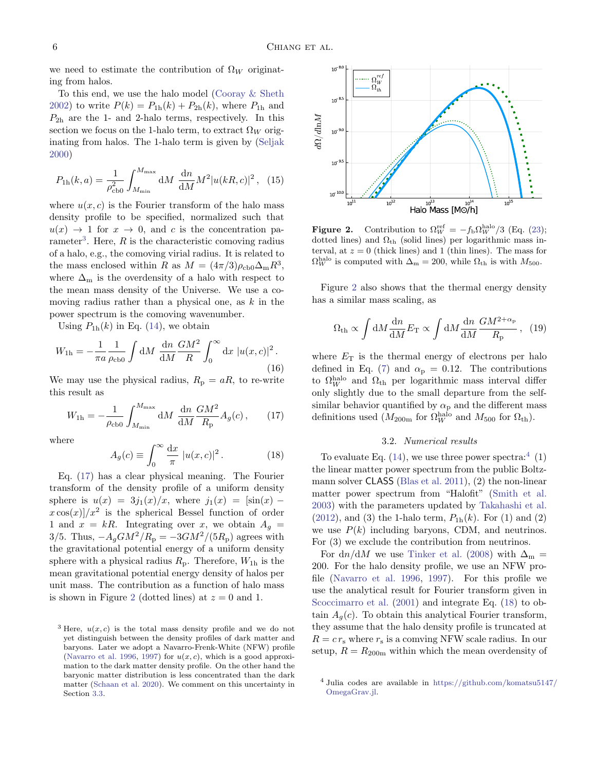we need to estimate the contribution of $\Omega_W$ originating from halos.

To this end, we use the halo model (Cooray & Sheth 2002) to write $P(k) = P_{1h}(k) + P_{2h}(k)$, where $P_{1h}$ and $P_{2h}$ are the 1- and 2-halo terms, respectively. In this section we focus on the 1-halo term, to extract $\Omega_W$ originating from halos. The 1-halo term is given by (Seljak 2000)

$$P_{1h}(k,a) = \frac{1}{\rho_{cb0}^2}\int_{M_{\rm min}}^{M_{\rm max}} {\rm d}M\ \frac{{\rm d}n}{{\rm d}M} M^2 |u(kR,c)|^2\,, \quad (15)$$

where $u(x,c)$ is the Fourier transform of the halo mass density profile to be specified, normalized such that $u(x) \to 1$ for $x \to 0$, and $c$ is the concentration parameter[3]. Here, $R$ is the characteristic comoving radius of a halo, e.g., the comoving virial radius. It is related to the mass enclosed within $R$ as $M = (4\pi/3)\rho_{cb0}\Delta_m R^3$, where $\Delta_m$ is the overdensity of a halo with respect to the mean mass density of the Universe. We use a comoving radius rather than a physical one, as $k$ in the power spectrum is the comoving wavenumber.

Using $P_{1h}(k)$ in Eq. (14), we obtain

$$W_{1h} = -\frac{1}{\pi a}\frac{1}{\rho_{cb0}}\int {\rm d}M\ \frac{{\rm d}n}{{\rm d}M}\frac{GM^2}{R}\int_0^\infty {\rm d}x\ |u(x,c)|^2\,. \quad (16)$$

We may use the physical radius, $R_p = aR$, to re-write this result as

$$W_{1h} = -\frac{1}{\rho_{cb0}}\int_{M_{\rm min}}^{M_{\rm max}} {\rm d}M\ \frac{{\rm d}n}{{\rm d}M}\frac{GM^2}{R_p}A_g(c)\,, \quad (17)$$

where

$$A_g(c) \equiv \int_0^\infty \frac{{\rm d}x}{\pi}\ |u(x,c)|^2\,. \quad (18)$$

Eq. (17) has a clear physical meaning. The Fourier transform of the density profile of a uniform density sphere is $u(x) = 3j_1(x)/x$, where $j_1(x) = [\sin(x) - x\cos(x)]/x^2$ is the spherical Bessel function of order 1 and $x = kR$. Integrating over $x$, we obtain $A_g = 3/5$. Thus, $-A_g GM^2/R_p = -3GM^2/(5R_p)$ agrees with the gravitational potential energy of a uniform density sphere with a physical radius $R_p$. Therefore, $W_{1h}$ is the mean gravitational potential energy density of halos per unit mass. The contribution as a function of halo mass is shown in Figure 2 (dotted lines) at $z = 0$ and 1.

[3] Here, $u(x,c)$ is the total mass density profile and we do not yet distinguish between the density profiles of dark matter and baryons. Later we adopt a Navarro-Frenk-White (NFW) profile (Navarro et al. 1996, 1997) for $u(x,c)$, which is a good approximation to the dark matter density profile. On the other hand the baryonic matter distribution is less concentrated than the dark matter (Schaan et al. 2020). We comment on this uncertainty in Section 3.3.

**Figure 2.** Contribution to $\Omega_W^{\rm ref} = -f_b\Omega_W^{\rm halo}/3$ (Eq. (23); dotted lines) and $\Omega_{\rm th}$ (solid lines) per logarithmic mass interval, at $z = 0$ (thick lines) and 1 (thin lines). The mass for $\Omega_W^{\rm halo}$ is computed with $\Delta_m = 200$, while $\Omega_{\rm th}$ is with $M_{500}$.

Figure 2 also shows that the thermal energy density has a similar mass scaling, as

$$\Omega_{\rm th} \propto \int {\rm d}M\frac{{\rm d}n}{{\rm d}M}E_T \propto \int {\rm d}M\frac{{\rm d}n}{{\rm d}M}\frac{GM^{2+\alpha_p}}{R_p}\,, \quad (19)$$

where $E_T$ is the thermal energy of electrons per halo defined in Eq. (7) and $\alpha_p = 0.12$. The contributions to $\Omega_W^{\rm halo}$ and $\Omega_{\rm th}$ per logarithmic mass interval differ only slightly due to the small departure from the self-similar behavior quantified by $\alpha_p$ and the different mass definitions used ($M_{200m}$ for $\Omega_W^{\rm halo}$ and $M_{500}$ for $\Omega_{\rm th}$).

### 3.2. *Numerical results*

To evaluate Eq. (14), we use three power spectra:[4] (1) the linear matter power spectrum from the public Boltzmann solver CLASS (Blas et al. 2011), (2) the non-linear matter power spectrum from "Halofit" (Smith et al. 2003) with the parameters updated by Takahashi et al. (2012), and (3) the 1-halo term, $P_{1h}(k)$. For (1) and (2) we use $P(k)$ including baryons, CDM, and neutrinos. For (3) we exclude the contribution from neutrinos.

For ${\rm d}n/{\rm d}M$ we use Tinker et al. (2008) with $\Delta_m = 200$. For the halo density profile, we use an NFW profile (Navarro et al. 1996, 1997). For this profile we use the analytical result for Fourier transform given in Scoccimarro et al. (2001) and integrate Eq. (18) to obtain $A_g(c)$. To obtain this analytical Fourier transform, they assume that the halo density profile is truncated at $R = c\,r_s$ where $r_s$ is a comving NFW scale radius. In our setup, $R = R_{200m}$ within which the mean overdensity of

[4] Julia codes are available in https://github.com/komatsu5147/OmegaGrav.jl.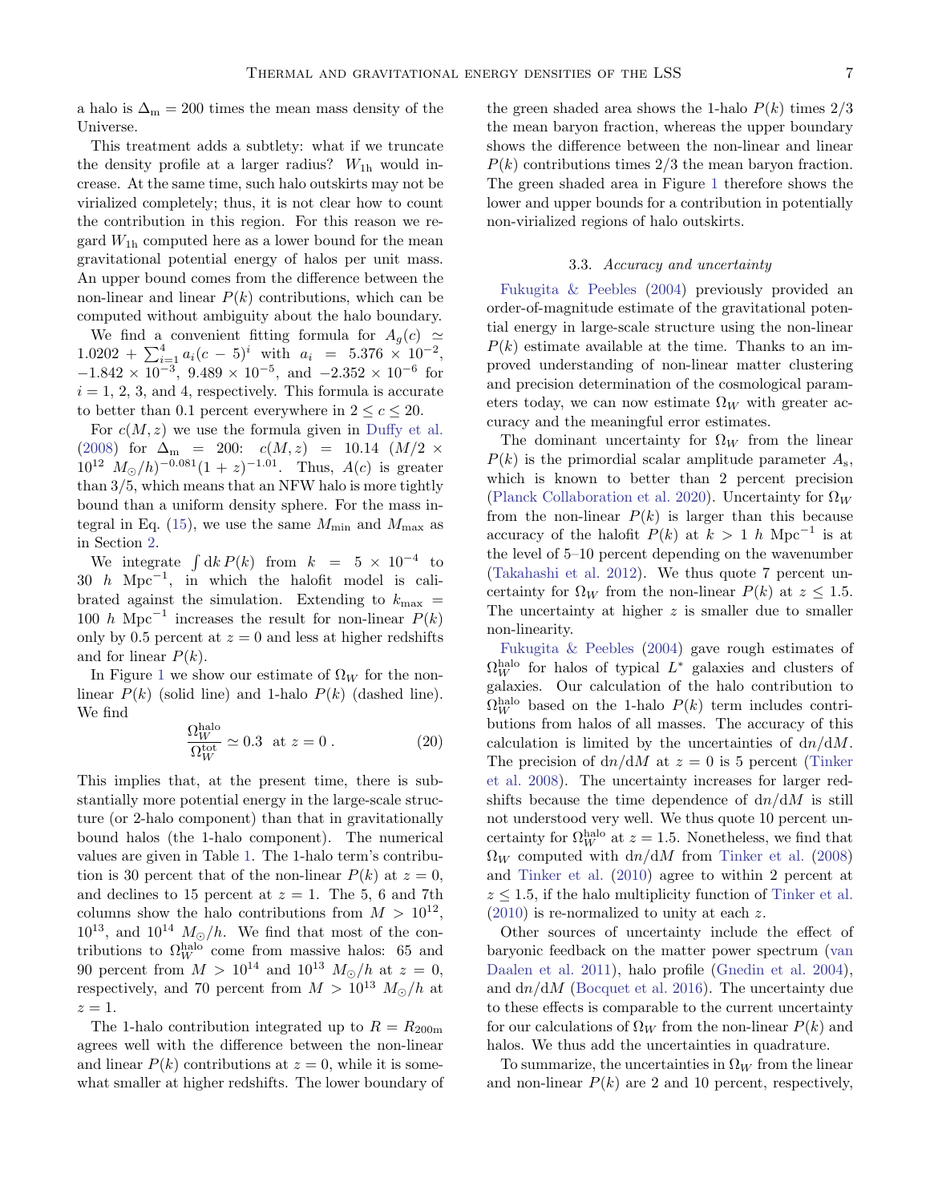a halo is $\Delta_{\rm m} = 200$ times the mean mass density of the Universe.

This treatment adds a subtlety: what if we truncate the density profile at a larger radius? $W_{1\rm h}$ would increase. At the same time, such halo outskirts may not be virialized completely; thus, it is not clear how to count the contribution in this region. For this reason we regard $W_{1\rm h}$ computed here as a lower bound for the mean gravitational potential energy of halos per unit mass. An upper bound comes from the difference between the non-linear and linear $P(k)$ contributions, which can be computed without ambiguity about the halo boundary.

We find a convenient fitting formula for $A_g(c) \simeq 1.0202 + \sum_{i=1}^{4} a_i (c-5)^i$ with $a_i = 5.376 \times 10^{-2}$, $-1.842 \times 10^{-3}$, $9.489 \times 10^{-5}$, and $-2.352 \times 10^{-6}$ for $i = 1$, 2, 3, and 4, respectively. This formula is accurate to better than 0.1 percent everywhere in $2 \le c \le 20$.

For $c(M, z)$ we use the formula given in Duffy et al. (2008) for $\Delta_{\rm m} = 200$: $c(M, z) = 10.14\ (M/2 \times 10^{12}\ M_\odot/h)^{-0.081}(1+z)^{-1.01}$. Thus, $A(c)$ is greater than $3/5$, which means that an NFW halo is more tightly bound than a uniform density sphere. For the mass integral in Eq. (15), we use the same $M_{\rm min}$ and $M_{\rm max}$ as in Section 2.

We integrate $\int {\rm d}k\, P(k)$ from $k = 5 \times 10^{-4}$ to 30 $h$ Mpc$^{-1}$, in which the halofit model is calibrated against the simulation. Extending to $k_{\rm max} = 100\ h$ Mpc$^{-1}$ increases the result for non-linear $P(k)$ only by 0.5 percent at $z = 0$ and less at higher redshifts and for linear $P(k)$.

In Figure 1 we show our estimate of $\Omega_W$ for the non-linear $P(k)$ (solid line) and 1-halo $P(k)$ (dashed line). We find

$$\frac{\Omega_W^{\rm halo}}{\Omega_W^{\rm tot}} \simeq 0.3 \ \ \text{at } z = 0\,. \tag{20}$$

This implies that, at the present time, there is substantially more potential energy in the large-scale structure (or 2-halo component) than that in gravitationally bound halos (the 1-halo component). The numerical values are given in Table 1. The 1-halo term's contribution is 30 percent that of the non-linear $P(k)$ at $z = 0$, and declines to 15 percent at $z = 1$. The 5, 6 and 7th columns show the halo contributions from $M > 10^{12}$, $10^{13}$, and $10^{14}\ M_\odot/h$. We find that most of the contributions to $\Omega_W^{\rm halo}$ come from massive halos: 65 and 90 percent from $M > 10^{14}$ and $10^{13}\ M_\odot/h$ at $z = 0$, respectively, and 70 percent from $M > 10^{13}\ M_\odot/h$ at $z = 1$.

The 1-halo contribution integrated up to $R = R_{200\rm m}$ agrees well with the difference between the non-linear and linear $P(k)$ contributions at $z = 0$, while it is somewhat smaller at higher redshifts. The lower boundary of the green shaded area shows the 1-halo $P(k)$ times 2/3 the mean baryon fraction, whereas the upper boundary shows the difference between the non-linear and linear $P(k)$ contributions times 2/3 the mean baryon fraction. The green shaded area in Figure 1 therefore shows the lower and upper bounds for a contribution in potentially non-virialized regions of halo outskirts.

### 3.3. *Accuracy and uncertainty*

Fukugita & Peebles (2004) previously provided an order-of-magnitude estimate of the gravitational potential energy in large-scale structure using the non-linear $P(k)$ estimate available at the time. Thanks to an improved understanding of non-linear matter clustering and precision determination of the cosmological parameters today, we can now estimate $\Omega_W$ with greater accuracy and the meaningful error estimates.

The dominant uncertainty for $\Omega_W$ from the linear $P(k)$ is the primordial scalar amplitude parameter $A_{\rm s}$, which is known to better than 2 percent precision (Planck Collaboration et al. 2020). Uncertainty for $\Omega_W$ from the non-linear $P(k)$ is larger than this because accuracy of the halofit $P(k)$ at $k > 1\ h$ Mpc$^{-1}$ is at the level of 5–10 percent depending on the wavenumber (Takahashi et al. 2012). We thus quote 7 percent uncertainty for $\Omega_W$ from the non-linear $P(k)$ at $z \le 1.5$. The uncertainty at higher $z$ is smaller due to smaller non-linearity.

Fukugita & Peebles (2004) gave rough estimates of $\Omega_W^{\rm halo}$ for halos of typical $L^*$ galaxies and clusters of galaxies. Our calculation of the halo contribution to $\Omega_W^{\rm halo}$ based on the 1-halo $P(k)$ term includes contributions from halos of all masses. The accuracy of this calculation is limited by the uncertainties of ${\rm d}n/{\rm d}M$. The precision of ${\rm d}n/{\rm d}M$ at $z = 0$ is 5 percent (Tinker et al. 2008). The uncertainty increases for larger redshifts because the time dependence of ${\rm d}n/{\rm d}M$ is still not understood very well. We thus quote 10 percent uncertainty for $\Omega_W^{\rm halo}$ at $z = 1.5$. Nonetheless, we find that $\Omega_W$ computed with ${\rm d}n/{\rm d}M$ from Tinker et al. (2008) and Tinker et al. (2010) agree to within 2 percent at $z \le 1.5$, if the halo multiplicity function of Tinker et al. (2010) is re-normalized to unity at each $z$.

Other sources of uncertainty include the effect of baryonic feedback on the matter power spectrum (van Daalen et al. 2011), halo profile (Gnedin et al. 2004), and ${\rm d}n/{\rm d}M$ (Bocquet et al. 2016). The uncertainty due to these effects is comparable to the current uncertainty for our calculations of $\Omega_W$ from the non-linear $P(k)$ and halos. We thus add the uncertainties in quadrature.

To summarize, the uncertainties in $\Omega_W$ from the linear and non-linear $P(k)$ are 2 and 10 percent, respectively,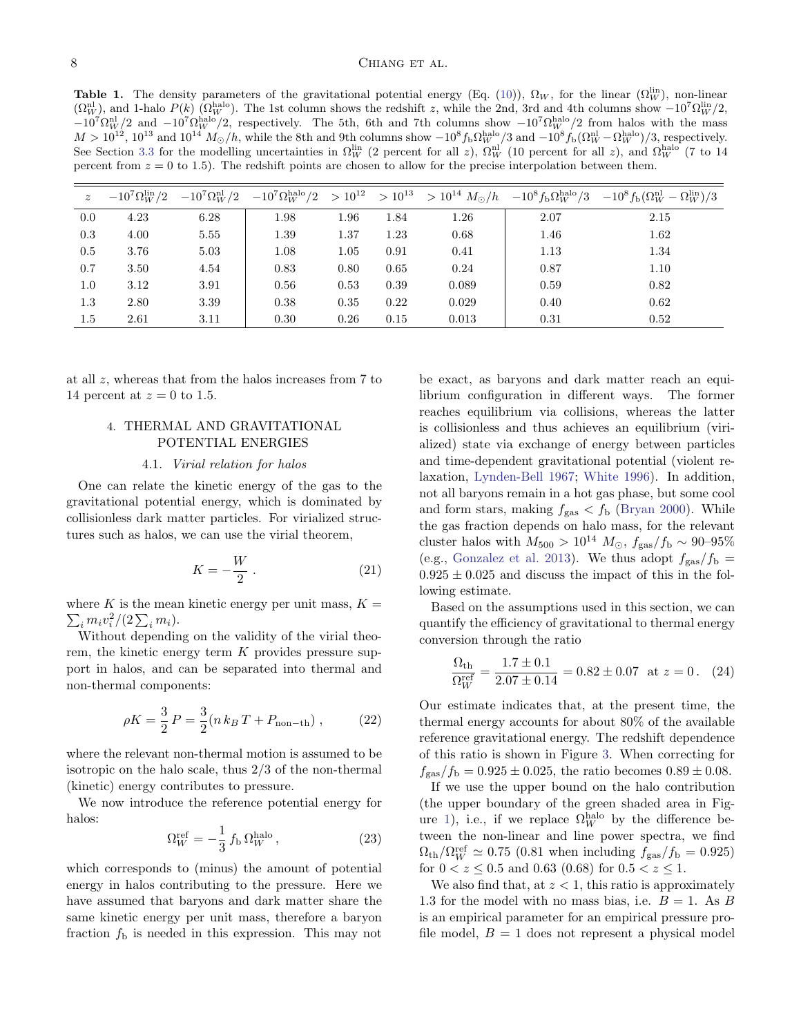**Table 1.** The density parameters of the gravitational potential energy (Eq. (10)), $\Omega_W$, for the linear ($\Omega_W^{\rm lin}$), non-linear ($\Omega_W^{\rm nl}$), and 1-halo $P(k)$ ($\Omega_W^{\rm halo}$). The 1st column shows the redshift $z$, while the 2nd, 3rd and 4th columns show $-10^7\Omega_W^{\rm lin}/2$, $-10^7\Omega_W^{\rm nl}/2$ and $-10^7\Omega_W^{\rm halo}/2$, respectively. The 5th, 6th and 7th columns show $-10^7\Omega_W^{\rm halo}/2$ from halos with the mass $M > 10^{12}$, $10^{13}$ and $10^{14}$ $M_\odot/h$, while the 8th and 9th columns show $-10^8 f_{\rm b}\Omega_W^{\rm halo}/3$ and $-10^8 f_{\rm b}(\Omega_W^{\rm nl} - \Omega_W^{\rm halo})/3$, respectively. See Section 3.3 for the modelling uncertainties in $\Omega_W^{\rm lin}$ (2 percent for all $z$), $\Omega_W^{\rm nl}$ (10 percent for all $z$), and $\Omega_W^{\rm halo}$ (7 to 14 percent from $z = 0$ to 1.5). The redshift points are chosen to allow for the precise interpolation between them.

| $z$ | $-10^7\Omega_W^{\rm lin}/2$ | $-10^7\Omega_W^{\rm nl}/2$ | $-10^7\Omega_W^{\rm halo}/2$ | $> 10^{12}$ | $> 10^{13}$ | $> 10^{14}$ $M_\odot/h$ | $-10^8 f_{\rm b}\Omega_W^{\rm halo}/3$ | $-10^8 f_{\rm b}(\Omega_W^{\rm nl} - \Omega_W^{\rm lin})/3$ |
|---|---|---|---|---|---|---|---|---|
| 0.0 | 4.23 | 6.28 | 1.98 | 1.96 | 1.84 | 1.26 | 2.07 | 2.15 |
| 0.3 | 4.00 | 5.55 | 1.39 | 1.37 | 1.23 | 0.68 | 1.46 | 1.62 |
| 0.5 | 3.76 | 5.03 | 1.08 | 1.05 | 0.91 | 0.41 | 1.13 | 1.34 |
| 0.7 | 3.50 | 4.54 | 0.83 | 0.80 | 0.65 | 0.24 | 0.87 | 1.10 |
| 1.0 | 3.12 | 3.91 | 0.56 | 0.53 | 0.39 | 0.089 | 0.59 | 0.82 |
| 1.3 | 2.80 | 3.39 | 0.38 | 0.35 | 0.22 | 0.029 | 0.40 | 0.62 |
| 1.5 | 2.61 | 3.11 | 0.30 | 0.26 | 0.15 | 0.013 | 0.31 | 0.52 |

at all $z$, whereas that from the halos increases from 7 to 14 percent at $z = 0$ to 1.5.

## 4. THERMAL AND GRAVITATIONAL POTENTIAL ENERGIES

### 4.1. *Virial relation for halos*

One can relate the kinetic energy of the gas to the gravitational potential energy, which is dominated by collisionless dark matter particles. For virialized structures such as halos, we can use the virial theorem,

$$K = -\frac{W}{2}\,. \qquad (21)$$

where $K$ is the mean kinetic energy per unit mass, $K = \sum_i m_i v_i^2/(2\sum_i m_i)$.

Without depending on the validity of the virial theorem, the kinetic energy term $K$ provides pressure support in halos, and can be separated into thermal and non-thermal components:

$$\rho K = \frac{3}{2}\,P = \frac{3}{2}(n\,k_B\,T + P_{\rm non-th})\,, \qquad (22)$$

where the relevant non-thermal motion is assumed to be isotropic on the halo scale, thus 2/3 of the non-thermal (kinetic) energy contributes to pressure.

We now introduce the reference potential energy for halos:

$$\Omega_W^{\rm ref} = -\frac{1}{3}\,f_{\rm b}\,\Omega_W^{\rm halo}\,, \qquad (23)$$

which corresponds to (minus) the amount of potential energy in halos contributing to the pressure. Here we have assumed that baryons and dark matter share the same kinetic energy per unit mass, therefore a baryon fraction $f_{\rm b}$ is needed in this expression. This may not be exact, as baryons and dark matter reach an equilibrium configuration in different ways. The former reaches equilibrium via collisions, whereas the latter is collisionless and thus achieves an equilibrium (virialized) state via exchange of energy between particles and time-dependent gravitational potential (violent relaxation, Lynden-Bell 1967; White 1996). In addition, not all baryons remain in a hot gas phase, but some cool and form stars, making $f_{\rm gas} < f_{\rm b}$ (Bryan 2000). While the gas fraction depends on halo mass, for the relevant cluster halos with $M_{500} > 10^{14}$ $M_\odot$, $f_{\rm gas}/f_{\rm b} \sim$ 90–95% (e.g., Gonzalez et al. 2013). We thus adopt $f_{\rm gas}/f_{\rm b} = 0.925 \pm 0.025$ and discuss the impact of this in the following estimate.

Based on the assumptions used in this section, we can quantify the efficiency of gravitational to thermal energy conversion through the ratio

$$\frac{\Omega_{\rm th}}{\Omega_W^{\rm ref}} = \frac{1.7 \pm 0.1}{2.07 \pm 0.14} = 0.82 \pm 0.07 \quad \text{at } z = 0\,. \qquad (24)$$

Our estimate indicates that, at the present time, the thermal energy accounts for about 80% of the available reference gravitational energy. The redshift dependence of this ratio is shown in Figure 3. When correcting for $f_{\rm gas}/f_{\rm b} = 0.925 \pm 0.025$, the ratio becomes $0.89 \pm 0.08$.

If we use the upper bound on the halo contribution (the upper boundary of the green shaded area in Figure 1), i.e., if we replace $\Omega_W^{\rm halo}$ by the difference between the non-linear and line power spectra, we find $\Omega_{\rm th}/\Omega_W^{\rm ref} \simeq 0.75$ (0.81 when including $f_{\rm gas}/f_{\rm b} = 0.925$) for $0 < z \leq 0.5$ and 0.63 (0.68) for $0.5 < z \leq 1$.

We also find that, at $z < 1$, this ratio is approximately 1.3 for the model with no mass bias, i.e. $B = 1$. As $B$ is an empirical parameter for an empirical pressure profile model, $B = 1$ does not represent a physical model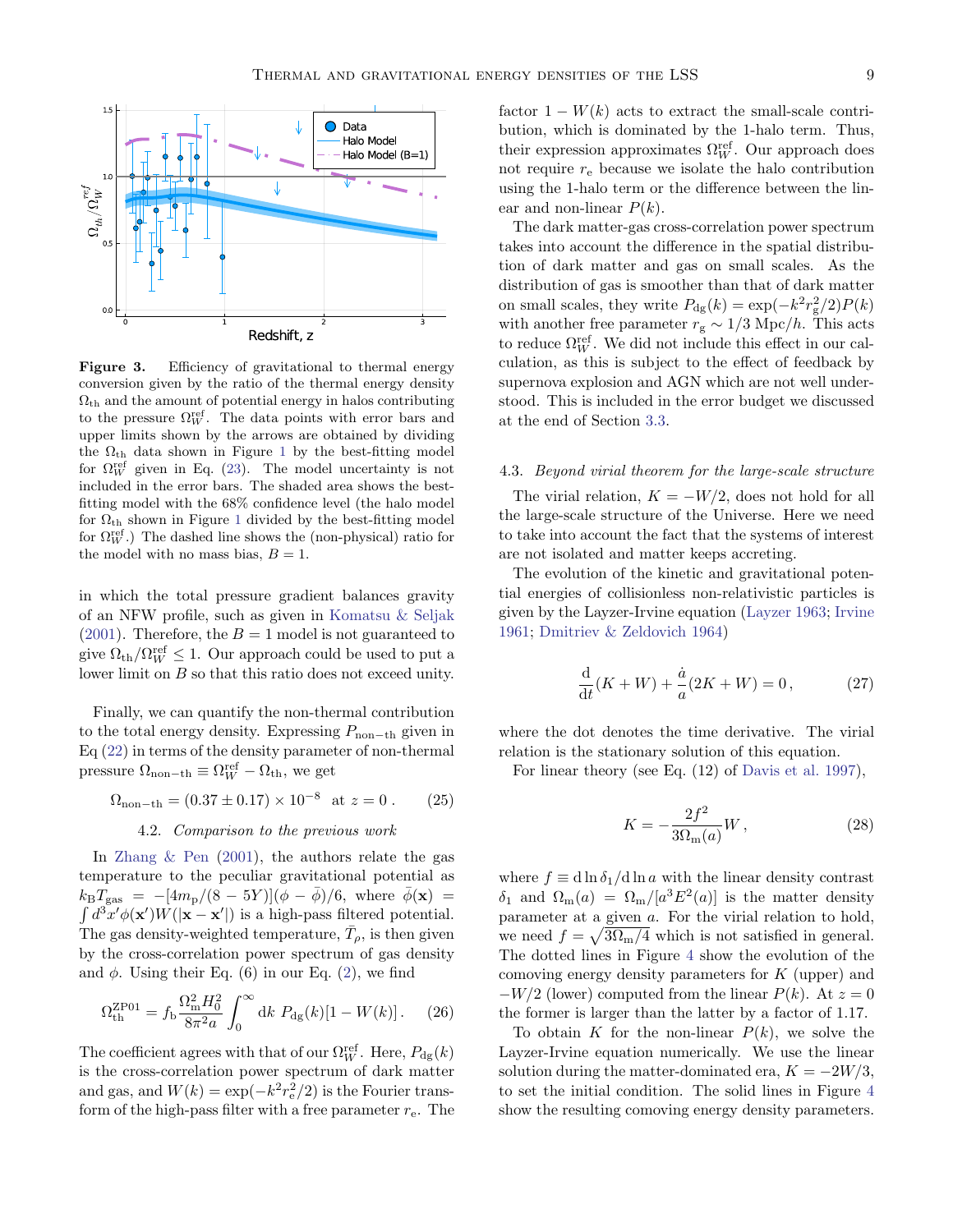**Figure 3.** Efficiency of gravitational to thermal energy conversion given by the ratio of the thermal energy density $\Omega_{\rm th}$ and the amount of potential energy in halos contributing to the pressure $\Omega_W^{\rm ref}$. The data points with error bars and upper limits shown by the arrows are obtained by dividing the $\Omega_{\rm th}$ data shown in Figure 1 by the best-fitting model for $\Omega_W^{\rm ref}$ given in Eq. (23). The model uncertainty is not included in the error bars. The shaded area shows the best-fitting model with the 68% confidence level (the halo model for $\Omega_{\rm th}$ shown in Figure 1 divided by the best-fitting model for $\Omega_W^{\rm ref}$.) The dashed line shows the (non-physical) ratio for the model with no mass bias, $B = 1$.

in which the total pressure gradient balances gravity of an NFW profile, such as given in Komatsu & Seljak (2001). Therefore, the $B = 1$ model is not guaranteed to give $\Omega_{\rm th}/\Omega_W^{\rm ref} \le 1$. Our approach could be used to put a lower limit on $B$ so that this ratio does not exceed unity.

Finally, we can quantify the non-thermal contribution to the total energy density. Expressing $P_{\rm non-th}$ given in Eq (22) in terms of the density parameter of non-thermal pressure $\Omega_{\rm non-th} \equiv \Omega_W^{\rm ref} - \Omega_{\rm th}$, we get

$$\Omega_{\rm non-th} = (0.37 \pm 0.17) \times 10^{-8} \quad \text{at } z = 0\,. \tag{25}$$

### 4.2. *Comparison to the previous work*

In Zhang & Pen (2001), the authors relate the gas temperature to the peculiar gravitational potential as $k_{\rm B}T_{\rm gas} = -[4m_{\rm p}/(8-5Y)](\phi - \bar{\phi})/6$, where $\bar{\phi}(\mathbf{x}) = \int d^3x' \phi(\mathbf{x}') W(|\mathbf{x} - \mathbf{x}'|)$ is a high-pass filtered potential. The gas density-weighted temperature, $\bar{T}_\rho$, is then given by the cross-correlation power spectrum of gas density and $\phi$. Using their Eq. (6) in our Eq. (2), we find

$$\Omega_{\rm th}^{\rm ZP01} = f_{\rm b} \frac{\Omega_{\rm m}^2 H_0^2}{8\pi^2 a} \int_0^\infty {\rm d}k\ P_{\rm dg}(k)[1 - W(k)]\,. \tag{26}$$

The coefficient agrees with that of our $\Omega_W^{\rm ref}$. Here, $P_{\rm dg}(k)$ is the cross-correlation power spectrum of dark matter and gas, and $W(k) = \exp(-k^2 r_{\rm e}^2/2)$ is the Fourier transform of the high-pass filter with a free parameter $r_{\rm e}$. The factor $1 - W(k)$ acts to extract the small-scale contribution, which is dominated by the 1-halo term. Thus, their expression approximates $\Omega_W^{\rm ref}$. Our approach does not require $r_{\rm e}$ because we isolate the halo contribution using the 1-halo term or the difference between the linear and non-linear $P(k)$.

The dark matter-gas cross-correlation power spectrum takes into account the difference in the spatial distribution of dark matter and gas on small scales. As the distribution of gas is smoother than that of dark matter on small scales, they write $P_{\rm dg}(k) = \exp(-k^2 r_{\rm g}^2/2)P(k)$ with another free parameter $r_{\rm g} \sim 1/3$ Mpc$/h$. This acts to reduce $\Omega_W^{\rm ref}$. We did not include this effect in our calculation, as this is subject to the effect of feedback by supernova explosion and AGN which are not well understood. This is included in the error budget we discussed at the end of Section 3.3.

### 4.3. *Beyond virial theorem for the large-scale structure*

The virial relation, $K = -W/2$, does not hold for all the large-scale structure of the Universe. Here we need to take into account the fact that the systems of interest are not isolated and matter keeps accreting.

The evolution of the kinetic and gravitational potential energies of collisionless non-relativistic particles is given by the Layzer-Irvine equation (Layzer 1963; Irvine 1961; Dmitriev & Zeldovich 1964)

$$\frac{\rm d}{{\rm d}t}(K + W) + \frac{\dot{a}}{a}(2K + W) = 0\,, \tag{27}$$

where the dot denotes the time derivative. The virial relation is the stationary solution of this equation.

For linear theory (see Eq. (12) of Davis et al. 1997),

$$K = -\frac{2f^2}{3\Omega_{\rm m}(a)} W\,, \tag{28}$$

where $f \equiv {\rm d}\ln\delta_1/{\rm d}\ln a$ with the linear density contrast $\delta_1$ and $\Omega_{\rm m}(a) = \Omega_{\rm m}/[a^3E^2(a)]$ is the matter density parameter at a given $a$. For the virial relation to hold, we need $f = \sqrt{3\Omega_{\rm m}/4}$ which is not satisfied in general. The dotted lines in Figure 4 show the evolution of the comoving energy density parameters for $K$ (upper) and $-W/2$ (lower) computed from the linear $P(k)$. At $z = 0$ the former is larger than the latter by a factor of 1.17.

To obtain $K$ for the non-linear $P(k)$, we solve the Layzer-Irvine equation numerically. We use the linear solution during the matter-dominated era, $K = -2W/3$, to set the initial condition. The solid lines in Figure 4 show the resulting comoving energy density parameters.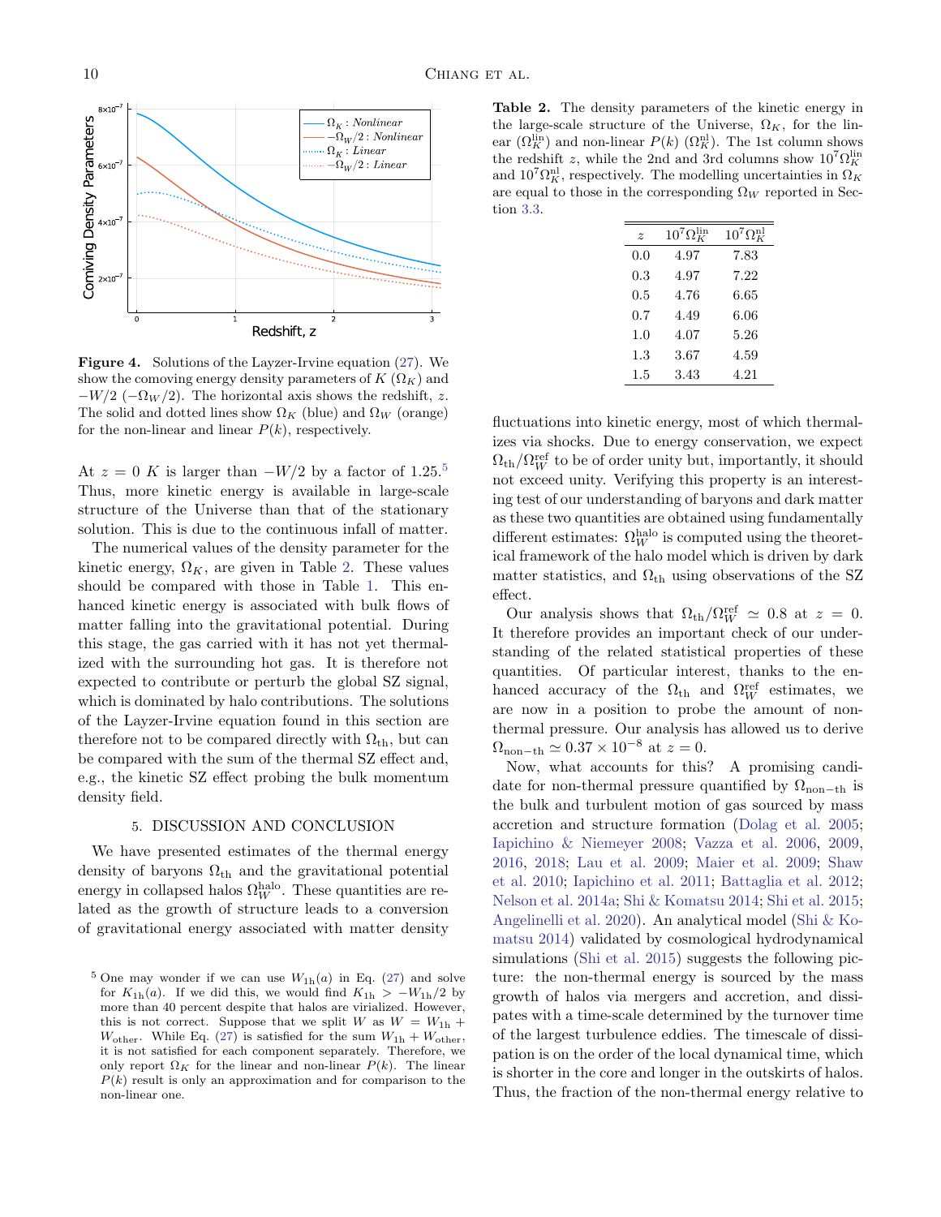**Figure 4.** Solutions of the Layzer-Irvine equation (27). We show the comoving energy density parameters of $K$ ($\Omega_K$) and $-W/2$ ($-\Omega_W/2$). The horizontal axis shows the redshift, $z$. The solid and dotted lines show $\Omega_K$ (blue) and $\Omega_W$ (orange) for the non-linear and linear $P(k)$, respectively.

At $z = 0$ $K$ is larger than $-W/2$ by a factor of 1.25.[5] Thus, more kinetic energy is available in large-scale structure of the Universe than that of the stationary solution. This is due to the continuous infall of matter.

The numerical values of the density parameter for the kinetic energy, $\Omega_K$, are given in Table 2. These values should be compared with those in Table 1. This enhanced kinetic energy is associated with bulk flows of matter falling into the gravitational potential. During this stage, the gas carried with it has not yet thermalized with the surrounding hot gas. It is therefore not expected to contribute or perturb the global SZ signal, which is dominated by halo contributions. The solutions of the Layzer-Irvine equation found in this section are therefore not to be compared directly with $\Omega_{\rm th}$, but can be compared with the sum of the thermal SZ effect and, e.g., the kinetic SZ effect probing the bulk momentum density field.

## 5. DISCUSSION AND CONCLUSION

We have presented estimates of the thermal energy density of baryons $\Omega_{\rm th}$ and the gravitational potential energy in collapsed halos $\Omega_W^{\rm halo}$. These quantities are related as the growth of structure leads to a conversion of gravitational energy associated with matter density fluctuations into kinetic energy, most of which thermalizes via shocks. Due to energy conservation, we expect $\Omega_{\rm th}/\Omega_W^{\rm ref}$ to be of order unity but, importantly, it should not exceed unity. Verifying this property is an interesting test of our understanding of baryons and dark matter as these two quantities are obtained using fundamentally different estimates: $\Omega_W^{\rm halo}$ is computed using the theoretical framework of the halo model which is driven by dark matter statistics, and $\Omega_{\rm th}$ using observations of the SZ effect.

Our analysis shows that $\Omega_{\rm th}/\Omega_W^{\rm ref} \simeq 0.8$ at $z = 0$. It therefore provides an important check of our understanding of the related statistical properties of these quantities. Of particular interest, thanks to the enhanced accuracy of the $\Omega_{\rm th}$ and $\Omega_W^{\rm ref}$ estimates, we are now in a position to probe the amount of non-thermal pressure. Our analysis has allowed us to derive $\Omega_{\rm non-th} \simeq 0.37 \times 10^{-8}$ at $z = 0$.

Now, what accounts for this? A promising candidate for non-thermal pressure quantified by $\Omega_{\rm non-th}$ is the bulk and turbulent motion of gas sourced by mass accretion and structure formation (Dolag et al. 2005; Iapichino & Niemeyer 2008; Vazza et al. 2006, 2009, 2016, 2018; Lau et al. 2009; Maier et al. 2009; Shaw et al. 2010; Iapichino et al. 2011; Battaglia et al. 2012; Nelson et al. 2014a; Shi & Komatsu 2014; Shi et al. 2015; Angelinelli et al. 2020). An analytical model (Shi & Komatsu 2014) validated by cosmological hydrodynamical simulations (Shi et al. 2015) suggests the following picture: the non-thermal energy is sourced by the mass growth of halos via mergers and accretion, and dissipates with a time-scale determined by the turnover time of the largest turbulence eddies. The timescale of dissipation is on the order of the local dynamical time, which is shorter in the core and longer in the outskirts of halos. Thus, the fraction of the non-thermal energy relative to

**Table 2.** The density parameters of the kinetic energy in the large-scale structure of the Universe, $\Omega_K$, for the linear ($\Omega_K^{\rm lin}$) and non-linear $P(k)$ ($\Omega_K^{\rm nl}$). The 1st column shows the redshift $z$, while the 2nd and 3rd columns show $10^7\Omega_K^{\rm lin}$ and $10^7\Omega_K^{\rm nl}$, respectively. The modelling uncertainties in $\Omega_K$ are equal to those in the corresponding $\Omega_W$ reported in Section 3.3.

| $z$ | $10^7\Omega_K^{\rm lin}$ | $10^7\Omega_K^{\rm nl}$ |
|---|---|---|
| 0.0 | 4.97 | 7.83 |
| 0.3 | 4.97 | 7.22 |
| 0.5 | 4.76 | 6.65 |
| 0.7 | 4.49 | 6.06 |
| 1.0 | 4.07 | 5.26 |
| 1.3 | 3.67 | 4.59 |
| 1.5 | 3.43 | 4.21 |

[5] One may wonder if we can use $W_{\rm 1h}(a)$ in Eq. (27) and solve for $K_{\rm 1h}(a)$. If we did this, we would find $K_{\rm 1h} > -W_{\rm 1h}/2$ by more than 40 percent despite that halos are virialized. However, this is not correct. Suppose that we split $W$ as $W = W_{\rm 1h} + W_{\rm other}$. While Eq. (27) is satisfied for the sum $W_{\rm 1h} + W_{\rm other}$, it is not satisfied for each component separately. Therefore, we only report $\Omega_K$ for the linear and non-linear $P(k)$. The linear $P(k)$ result is only an approximation and for comparison to the non-linear one.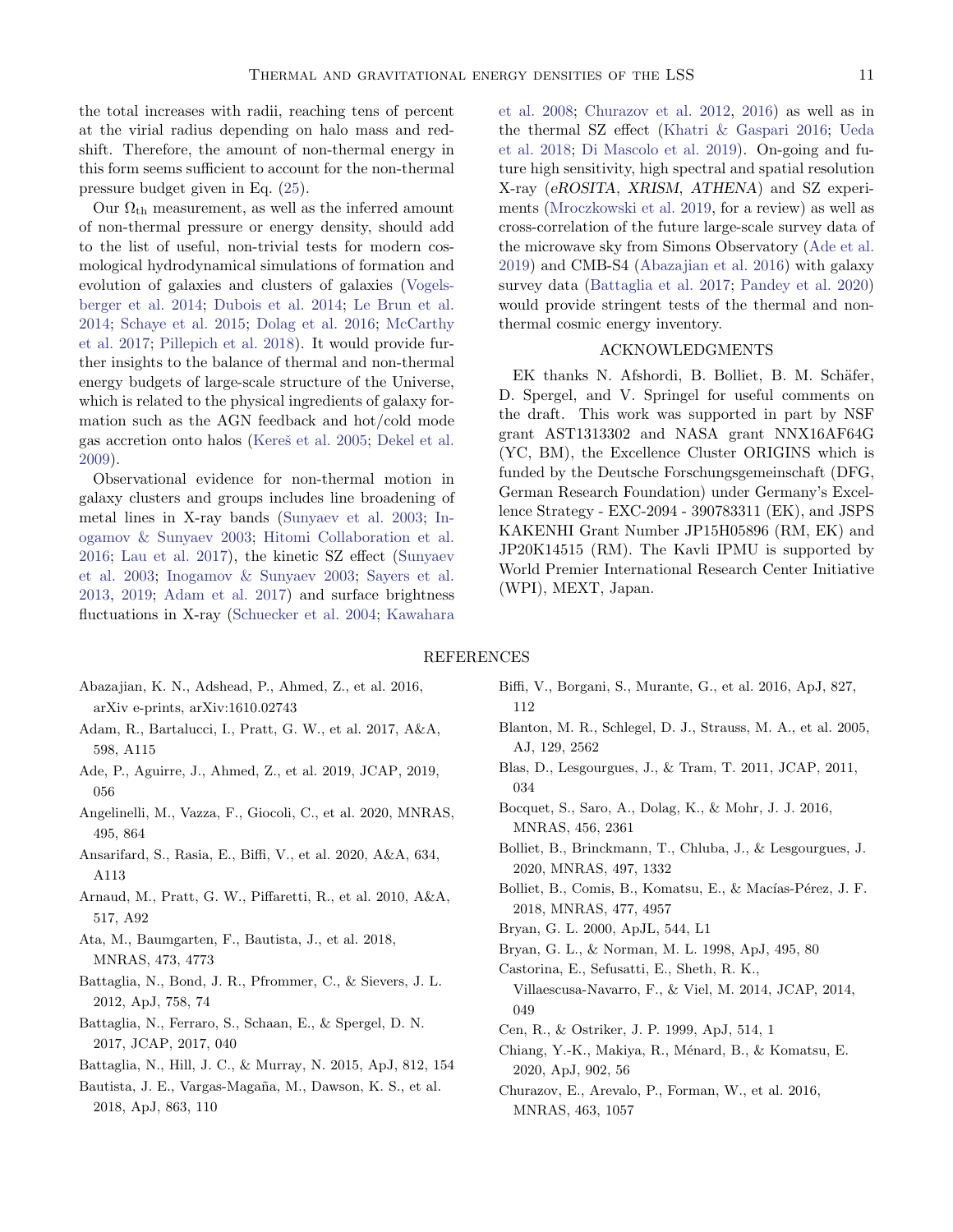the total increases with radii, reaching tens of percent at the virial radius depending on halo mass and redshift. Therefore, the amount of non-thermal energy in this form seems sufficient to account for the non-thermal pressure budget given in Eq. (25).

Our $\Omega_{\rm th}$ measurement, as well as the inferred amount of non-thermal pressure or energy density, should add to the list of useful, non-trivial tests for modern cosmological hydrodynamical simulations of formation and evolution of galaxies and clusters of galaxies (Vogelsberger et al. 2014; Dubois et al. 2014; Le Brun et al. 2014; Schaye et al. 2015; Dolag et al. 2016; McCarthy et al. 2017; Pillepich et al. 2018). It would provide further insights to the balance of thermal and non-thermal energy budgets of large-scale structure of the Universe, which is related to the physical ingredients of galaxy formation such as the AGN feedback and hot/cold mode gas accretion onto halos (Kereš et al. 2005; Dekel et al. 2009).

Observational evidence for non-thermal motion in galaxy clusters and groups includes line broadening of metal lines in X-ray bands (Sunyaev et al. 2003; Inogamov & Sunyaev 2003; Hitomi Collaboration et al. 2016; Lau et al. 2017), the kinetic SZ effect (Sunyaev et al. 2003; Inogamov & Sunyaev 2003; Sayers et al. 2013, 2019; Adam et al. 2017) and surface brightness fluctuations in X-ray (Schuecker et al. 2004; Kawahara et al. 2008; Churazov et al. 2012, 2016) as well as in the thermal SZ effect (Khatri & Gaspari 2016; Ueda et al. 2018; Di Mascolo et al. 2019). On-going and future high sensitivity, high spectral and spatial resolution X-ray (*eROSITA*, *XRISM*, *ATHENA*) and SZ experiments (Mroczkowski et al. 2019, for a review) as well as cross-correlation of the future large-scale survey data of the microwave sky from Simons Observatory (Ade et al. 2019) and CMB-S4 (Abazajian et al. 2016) with galaxy survey data (Battaglia et al. 2017; Pandey et al. 2020) would provide stringent tests of the thermal and non-thermal cosmic energy inventory.

## ACKNOWLEDGMENTS

EK thanks N. Afshordi, B. Bolliet, B. M. Schäfer, D. Spergel, and V. Springel for useful comments on the draft. This work was supported in part by NSF grant AST1313302 and NASA grant NNX16AF64G (YC, BM), the Excellence Cluster ORIGINS which is funded by the Deutsche Forschungsgemeinschaft (DFG, German Research Foundation) under Germany's Excellence Strategy - EXC-2094 - 390783311 (EK), and JSPS KAKENHI Grant Number JP15H05896 (RM, EK) and JP20K14515 (RM). The Kavli IPMU is supported by World Premier International Research Center Initiative (WPI), MEXT, Japan.

## REFERENCES

Abazajian, K. N., Adshead, P., Ahmed, Z., et al. 2016, arXiv e-prints, arXiv:1610.02743

Adam, R., Bartalucci, I., Pratt, G. W., et al. 2017, A&A, 598, A115

Ade, P., Aguirre, J., Ahmed, Z., et al. 2019, JCAP, 2019, 056

Angelinelli, M., Vazza, F., Giocoli, C., et al. 2020, MNRAS, 495, 864

Ansarifard, S., Rasia, E., Biffi, V., et al. 2020, A&A, 634, A113

Arnaud, M., Pratt, G. W., Piffaretti, R., et al. 2010, A&A, 517, A92

Ata, M., Baumgarten, F., Bautista, J., et al. 2018, MNRAS, 473, 4773

Battaglia, N., Bond, J. R., Pfrommer, C., & Sievers, J. L. 2012, ApJ, 758, 74

Battaglia, N., Ferraro, S., Schaan, E., & Spergel, D. N. 2017, JCAP, 2017, 040

Battaglia, N., Hill, J. C., & Murray, N. 2015, ApJ, 812, 154

Bautista, J. E., Vargas-Magaña, M., Dawson, K. S., et al. 2018, ApJ, 863, 110

Biffi, V., Borgani, S., Murante, G., et al. 2016, ApJ, 827, 112

Blanton, M. R., Schlegel, D. J., Strauss, M. A., et al. 2005, AJ, 129, 2562

Blas, D., Lesgourgues, J., & Tram, T. 2011, JCAP, 2011, 034

Bocquet, S., Saro, A., Dolag, K., & Mohr, J. J. 2016, MNRAS, 456, 2361

Bolliet, B., Brinckmann, T., Chluba, J., & Lesgourgues, J. 2020, MNRAS, 497, 1332

Bolliet, B., Comis, B., Komatsu, E., & Macías-Pérez, J. F. 2018, MNRAS, 477, 4957

Bryan, G. L. 2000, ApJL, 544, L1

Bryan, G. L., & Norman, M. L. 1998, ApJ, 495, 80

Castorina, E., Sefusatti, E., Sheth, R. K., Villaescusa-Navarro, F., & Viel, M. 2014, JCAP, 2014, 049

Cen, R., & Ostriker, J. P. 1999, ApJ, 514, 1

Chiang, Y.-K., Makiya, R., Ménard, B., & Komatsu, E. 2020, ApJ, 902, 56

Churazov, E., Arevalo, P., Forman, W., et al. 2016, MNRAS, 463, 1057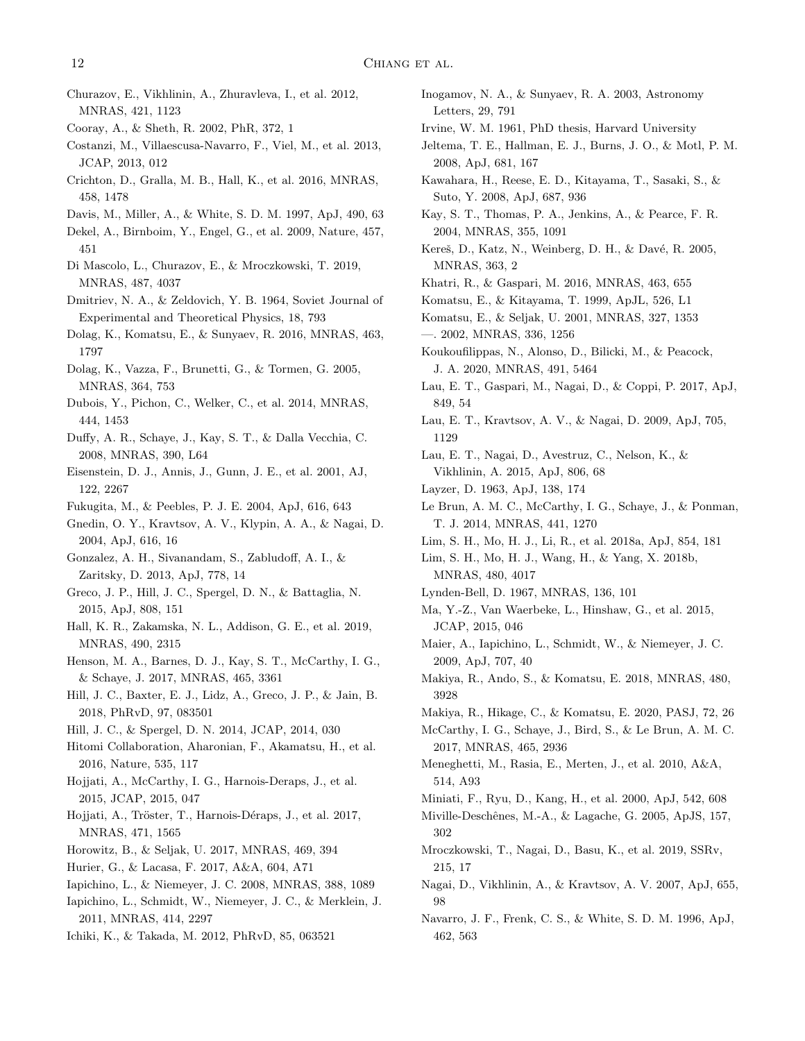Churazov, E., Vikhlinin, A., Zhuravleva, I., et al. 2012, MNRAS, 421, 1123

Cooray, A., & Sheth, R. 2002, PhR, 372, 1

Costanzi, M., Villaescusa-Navarro, F., Viel, M., et al. 2013, JCAP, 2013, 012

Crichton, D., Gralla, M. B., Hall, K., et al. 2016, MNRAS, 458, 1478

Davis, M., Miller, A., & White, S. D. M. 1997, ApJ, 490, 63

Dekel, A., Birnboim, Y., Engel, G., et al. 2009, Nature, 457, 451

Di Mascolo, L., Churazov, E., & Mroczkowski, T. 2019, MNRAS, 487, 4037

Dmitriev, N. A., & Zeldovich, Y. B. 1964, Soviet Journal of Experimental and Theoretical Physics, 18, 793

Dolag, K., Komatsu, E., & Sunyaev, R. 2016, MNRAS, 463, 1797

Dolag, K., Vazza, F., Brunetti, G., & Tormen, G. 2005, MNRAS, 364, 753

Dubois, Y., Pichon, C., Welker, C., et al. 2014, MNRAS, 444, 1453

Duffy, A. R., Schaye, J., Kay, S. T., & Dalla Vecchia, C. 2008, MNRAS, 390, L64

Eisenstein, D. J., Annis, J., Gunn, J. E., et al. 2001, AJ, 122, 2267

Fukugita, M., & Peebles, P. J. E. 2004, ApJ, 616, 643

Gnedin, O. Y., Kravtsov, A. V., Klypin, A. A., & Nagai, D. 2004, ApJ, 616, 16

Gonzalez, A. H., Sivanandam, S., Zabludoff, A. I., & Zaritsky, D. 2013, ApJ, 778, 14

Greco, J. P., Hill, J. C., Spergel, D. N., & Battaglia, N. 2015, ApJ, 808, 151

Hall, K. R., Zakamska, N. L., Addison, G. E., et al. 2019, MNRAS, 490, 2315

Henson, M. A., Barnes, D. J., Kay, S. T., McCarthy, I. G., & Schaye, J. 2017, MNRAS, 465, 3361

Hill, J. C., Baxter, E. J., Lidz, A., Greco, J. P., & Jain, B. 2018, PhRvD, 97, 083501

Hill, J. C., & Spergel, D. N. 2014, JCAP, 2014, 030

Hitomi Collaboration, Aharonian, F., Akamatsu, H., et al. 2016, Nature, 535, 117

Hojjati, A., McCarthy, I. G., Harnois-Deraps, J., et al. 2015, JCAP, 2015, 047

Hojjati, A., Tröster, T., Harnois-Déraps, J., et al. 2017, MNRAS, 471, 1565

Horowitz, B., & Seljak, U. 2017, MNRAS, 469, 394

Hurier, G., & Lacasa, F. 2017, A&A, 604, A71

Iapichino, L., & Niemeyer, J. C. 2008, MNRAS, 388, 1089

Iapichino, L., Schmidt, W., Niemeyer, J. C., & Merklein, J. 2011, MNRAS, 414, 2297

Ichiki, K., & Takada, M. 2012, PhRvD, 85, 063521

Inogamov, N. A., & Sunyaev, R. A. 2003, Astronomy Letters, 29, 791

Irvine, W. M. 1961, PhD thesis, Harvard University

Jeltema, T. E., Hallman, E. J., Burns, J. O., & Motl, P. M. 2008, ApJ, 681, 167

Kawahara, H., Reese, E. D., Kitayama, T., Sasaki, S., & Suto, Y. 2008, ApJ, 687, 936

Kay, S. T., Thomas, P. A., Jenkins, A., & Pearce, F. R. 2004, MNRAS, 355, 1091

Kereš, D., Katz, N., Weinberg, D. H., & Davé, R. 2005, MNRAS, 363, 2

Khatri, R., & Gaspari, M. 2016, MNRAS, 463, 655

Komatsu, E., & Kitayama, T. 1999, ApJL, 526, L1

Komatsu, E., & Seljak, U. 2001, MNRAS, 327, 1353

—. 2002, MNRAS, 336, 1256

Koukoufilippas, N., Alonso, D., Bilicki, M., & Peacock, J. A. 2020, MNRAS, 491, 5464

Lau, E. T., Gaspari, M., Nagai, D., & Coppi, P. 2017, ApJ, 849, 54

Lau, E. T., Kravtsov, A. V., & Nagai, D. 2009, ApJ, 705, 1129

Lau, E. T., Nagai, D., Avestruz, C., Nelson, K., & Vikhlinin, A. 2015, ApJ, 806, 68

Layzer, D. 1963, ApJ, 138, 174

Le Brun, A. M. C., McCarthy, I. G., Schaye, J., & Ponman, T. J. 2014, MNRAS, 441, 1270

Lim, S. H., Mo, H. J., Li, R., et al. 2018a, ApJ, 854, 181

Lim, S. H., Mo, H. J., Wang, H., & Yang, X. 2018b, MNRAS, 480, 4017

Lynden-Bell, D. 1967, MNRAS, 136, 101

Ma, Y.-Z., Van Waerbeke, L., Hinshaw, G., et al. 2015, JCAP, 2015, 046

Maier, A., Iapichino, L., Schmidt, W., & Niemeyer, J. C. 2009, ApJ, 707, 40

Makiya, R., Ando, S., & Komatsu, E. 2018, MNRAS, 480, 3928

Makiya, R., Hikage, C., & Komatsu, E. 2020, PASJ, 72, 26

McCarthy, I. G., Schaye, J., Bird, S., & Le Brun, A. M. C. 2017, MNRAS, 465, 2936

Meneghetti, M., Rasia, E., Merten, J., et al. 2010, A&A, 514, A93

Miniati, F., Ryu, D., Kang, H., et al. 2000, ApJ, 542, 608

Miville-Deschênes, M.-A., & Lagache, G. 2005, ApJS, 157, 302

Mroczkowski, T., Nagai, D., Basu, K., et al. 2019, SSRv, 215, 17

Nagai, D., Vikhlinin, A., & Kravtsov, A. V. 2007, ApJ, 655, 98

Navarro, J. F., Frenk, C. S., & White, S. D. M. 1996, ApJ, 462, 563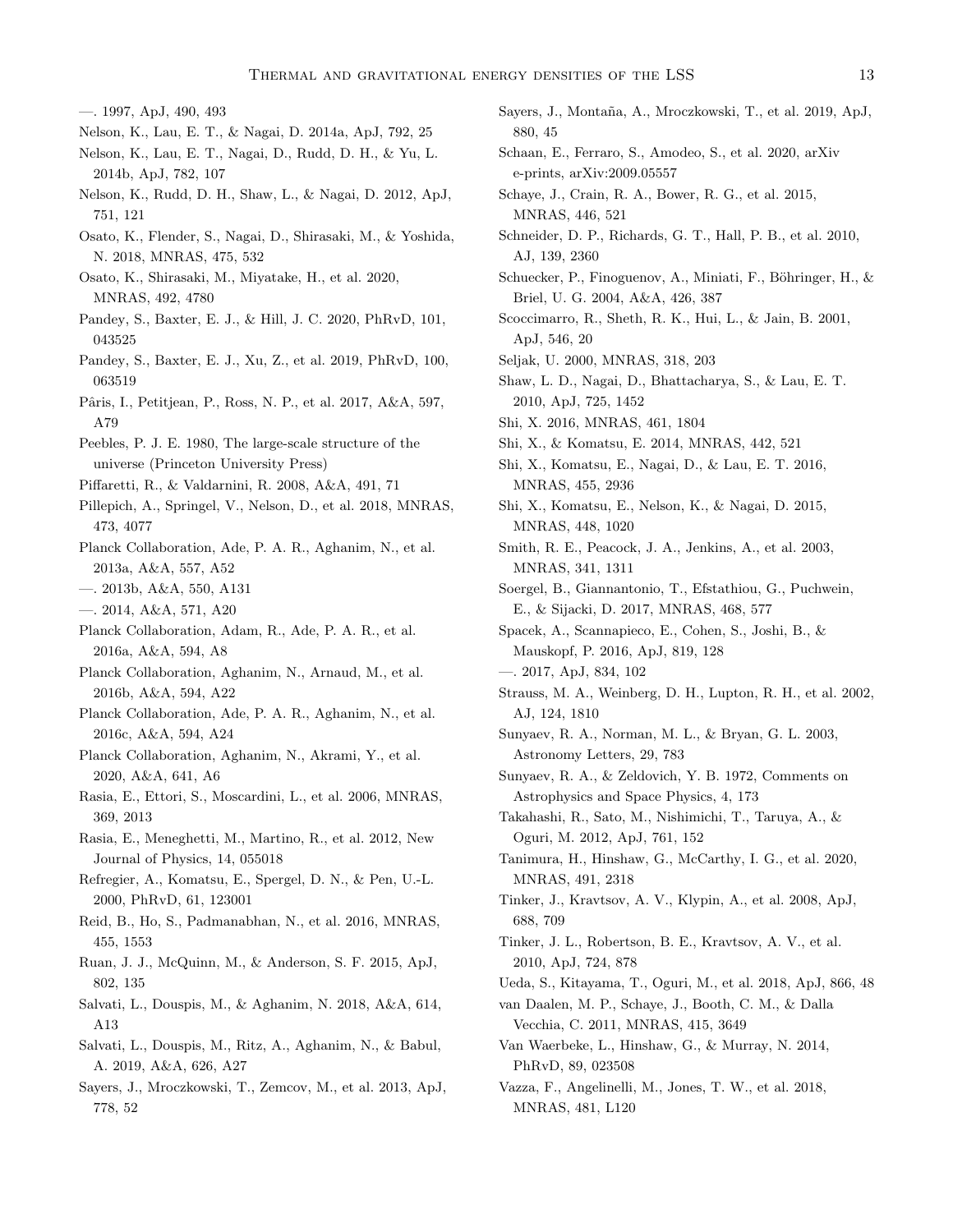—. 1997, ApJ, 490, 493

Nelson, K., Lau, E. T., & Nagai, D. 2014a, ApJ, 792, 25

Nelson, K., Lau, E. T., Nagai, D., Rudd, D. H., & Yu, L. 2014b, ApJ, 782, 107

Nelson, K., Rudd, D. H., Shaw, L., & Nagai, D. 2012, ApJ, 751, 121

Osato, K., Flender, S., Nagai, D., Shirasaki, M., & Yoshida, N. 2018, MNRAS, 475, 532

Osato, K., Shirasaki, M., Miyatake, H., et al. 2020, MNRAS, 492, 4780

Pandey, S., Baxter, E. J., & Hill, J. C. 2020, PhRvD, 101, 043525

Pandey, S., Baxter, E. J., Xu, Z., et al. 2019, PhRvD, 100, 063519

Pâris, I., Petitjean, P., Ross, N. P., et al. 2017, A&A, 597, A79

Peebles, P. J. E. 1980, The large-scale structure of the universe (Princeton University Press)

Piffaretti, R., & Valdarnini, R. 2008, A&A, 491, 71

Pillepich, A., Springel, V., Nelson, D., et al. 2018, MNRAS, 473, 4077

Planck Collaboration, Ade, P. A. R., Aghanim, N., et al. 2013a, A&A, 557, A52

—. 2013b, A&A, 550, A131

—. 2014, A&A, 571, A20

Planck Collaboration, Adam, R., Ade, P. A. R., et al. 2016a, A&A, 594, A8

Planck Collaboration, Aghanim, N., Arnaud, M., et al. 2016b, A&A, 594, A22

Planck Collaboration, Ade, P. A. R., Aghanim, N., et al. 2016c, A&A, 594, A24

Planck Collaboration, Aghanim, N., Akrami, Y., et al. 2020, A&A, 641, A6

Rasia, E., Ettori, S., Moscardini, L., et al. 2006, MNRAS, 369, 2013

Rasia, E., Meneghetti, M., Martino, R., et al. 2012, New Journal of Physics, 14, 055018

Refregier, A., Komatsu, E., Spergel, D. N., & Pen, U.-L. 2000, PhRvD, 61, 123001

Reid, B., Ho, S., Padmanabhan, N., et al. 2016, MNRAS, 455, 1553

Ruan, J. J., McQuinn, M., & Anderson, S. F. 2015, ApJ, 802, 135

Salvati, L., Douspis, M., & Aghanim, N. 2018, A&A, 614, A13

Salvati, L., Douspis, M., Ritz, A., Aghanim, N., & Babul, A. 2019, A&A, 626, A27

Sayers, J., Mroczkowski, T., Zemcov, M., et al. 2013, ApJ, 778, 52

Sayers, J., Montaña, A., Mroczkowski, T., et al. 2019, ApJ, 880, 45

Schaan, E., Ferraro, S., Amodeo, S., et al. 2020, arXiv e-prints, arXiv:2009.05557

Schaye, J., Crain, R. A., Bower, R. G., et al. 2015, MNRAS, 446, 521

Schneider, D. P., Richards, G. T., Hall, P. B., et al. 2010, AJ, 139, 2360

Schuecker, P., Finoguenov, A., Miniati, F., Böhringer, H., & Briel, U. G. 2004, A&A, 426, 387

Scoccimarro, R., Sheth, R. K., Hui, L., & Jain, B. 2001, ApJ, 546, 20

Seljak, U. 2000, MNRAS, 318, 203

Shaw, L. D., Nagai, D., Bhattacharya, S., & Lau, E. T. 2010, ApJ, 725, 1452

Shi, X. 2016, MNRAS, 461, 1804

Shi, X., & Komatsu, E. 2014, MNRAS, 442, 521

Shi, X., Komatsu, E., Nagai, D., & Lau, E. T. 2016, MNRAS, 455, 2936

Shi, X., Komatsu, E., Nelson, K., & Nagai, D. 2015, MNRAS, 448, 1020

Smith, R. E., Peacock, J. A., Jenkins, A., et al. 2003, MNRAS, 341, 1311

Soergel, B., Giannantonio, T., Efstathiou, G., Puchwein, E., & Sijacki, D. 2017, MNRAS, 468, 577

Spacek, A., Scannapieco, E., Cohen, S., Joshi, B., & Mauskopf, P. 2016, ApJ, 819, 128

—. 2017, ApJ, 834, 102

Strauss, M. A., Weinberg, D. H., Lupton, R. H., et al. 2002, AJ, 124, 1810

Sunyaev, R. A., Norman, M. L., & Bryan, G. L. 2003, Astronomy Letters, 29, 783

Sunyaev, R. A., & Zeldovich, Y. B. 1972, Comments on Astrophysics and Space Physics, 4, 173

Takahashi, R., Sato, M., Nishimichi, T., Taruya, A., & Oguri, M. 2012, ApJ, 761, 152

Tanimura, H., Hinshaw, G., McCarthy, I. G., et al. 2020, MNRAS, 491, 2318

Tinker, J., Kravtsov, A. V., Klypin, A., et al. 2008, ApJ, 688, 709

Tinker, J. L., Robertson, B. E., Kravtsov, A. V., et al. 2010, ApJ, 724, 878

Ueda, S., Kitayama, T., Oguri, M., et al. 2018, ApJ, 866, 48

van Daalen, M. P., Schaye, J., Booth, C. M., & Dalla Vecchia, C. 2011, MNRAS, 415, 3649

Van Waerbeke, L., Hinshaw, G., & Murray, N. 2014, PhRvD, 89, 023508

Vazza, F., Angelinelli, M., Jones, T. W., et al. 2018, MNRAS, 481, L120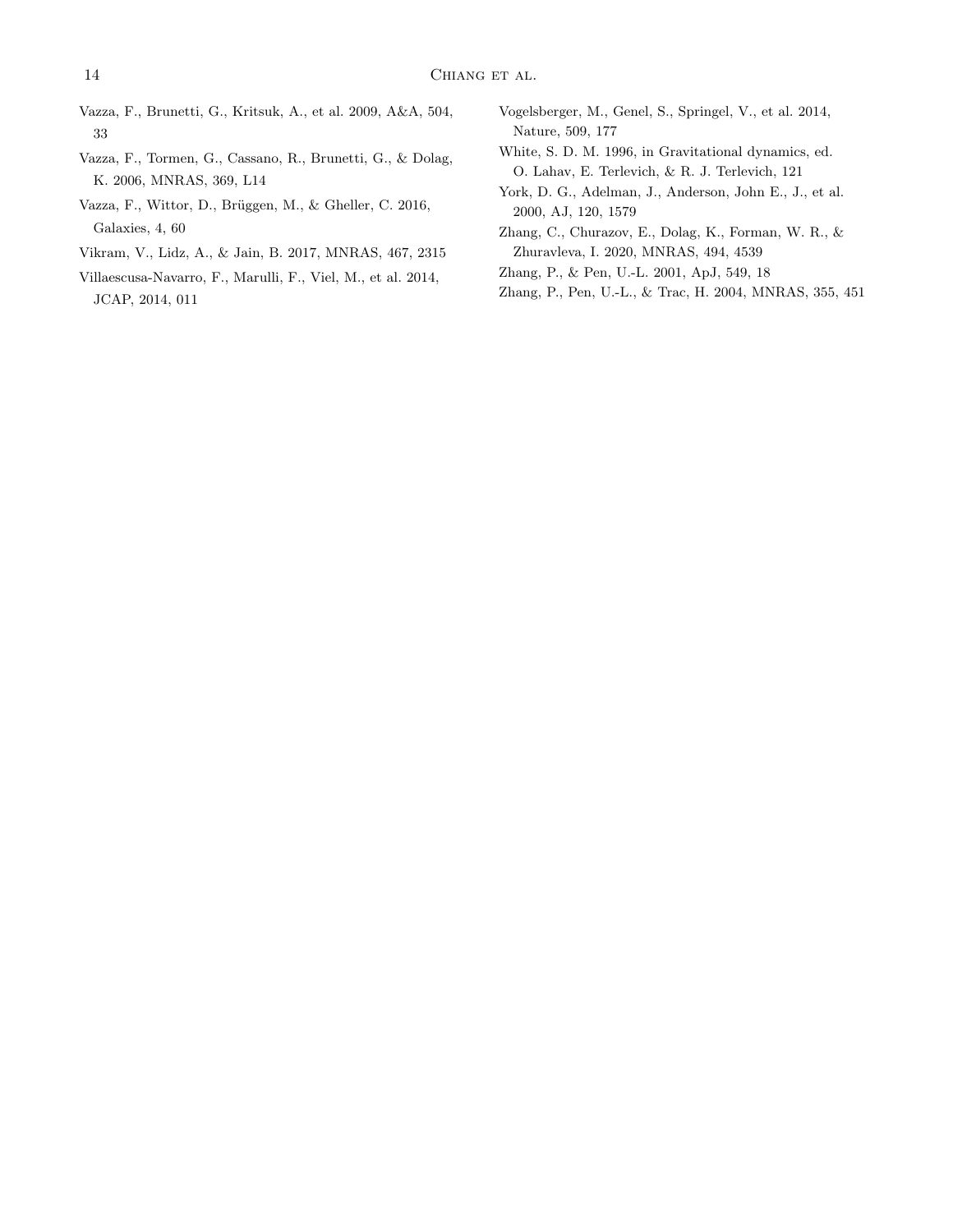Vazza, F., Brunetti, G., Kritsuk, A., et al. 2009, A&A, 504, 33

Vazza, F., Tormen, G., Cassano, R., Brunetti, G., & Dolag, K. 2006, MNRAS, 369, L14

Vazza, F., Wittor, D., Brüggen, M., & Gheller, C. 2016, Galaxies, 4, 60

Vikram, V., Lidz, A., & Jain, B. 2017, MNRAS, 467, 2315

Villaescusa-Navarro, F., Marulli, F., Viel, M., et al. 2014, JCAP, 2014, 011

Vogelsberger, M., Genel, S., Springel, V., et al. 2014, Nature, 509, 177

White, S. D. M. 1996, in Gravitational dynamics, ed. O. Lahav, E. Terlevich, & R. J. Terlevich, 121

York, D. G., Adelman, J., Anderson, John E., J., et al. 2000, AJ, 120, 1579

Zhang, C., Churazov, E., Dolag, K., Forman, W. R., & Zhuravleva, I. 2020, MNRAS, 494, 4539

Zhang, P., & Pen, U.-L. 2001, ApJ, 549, 18

Zhang, P., Pen, U.-L., & Trac, H. 2004, MNRAS, 355, 451